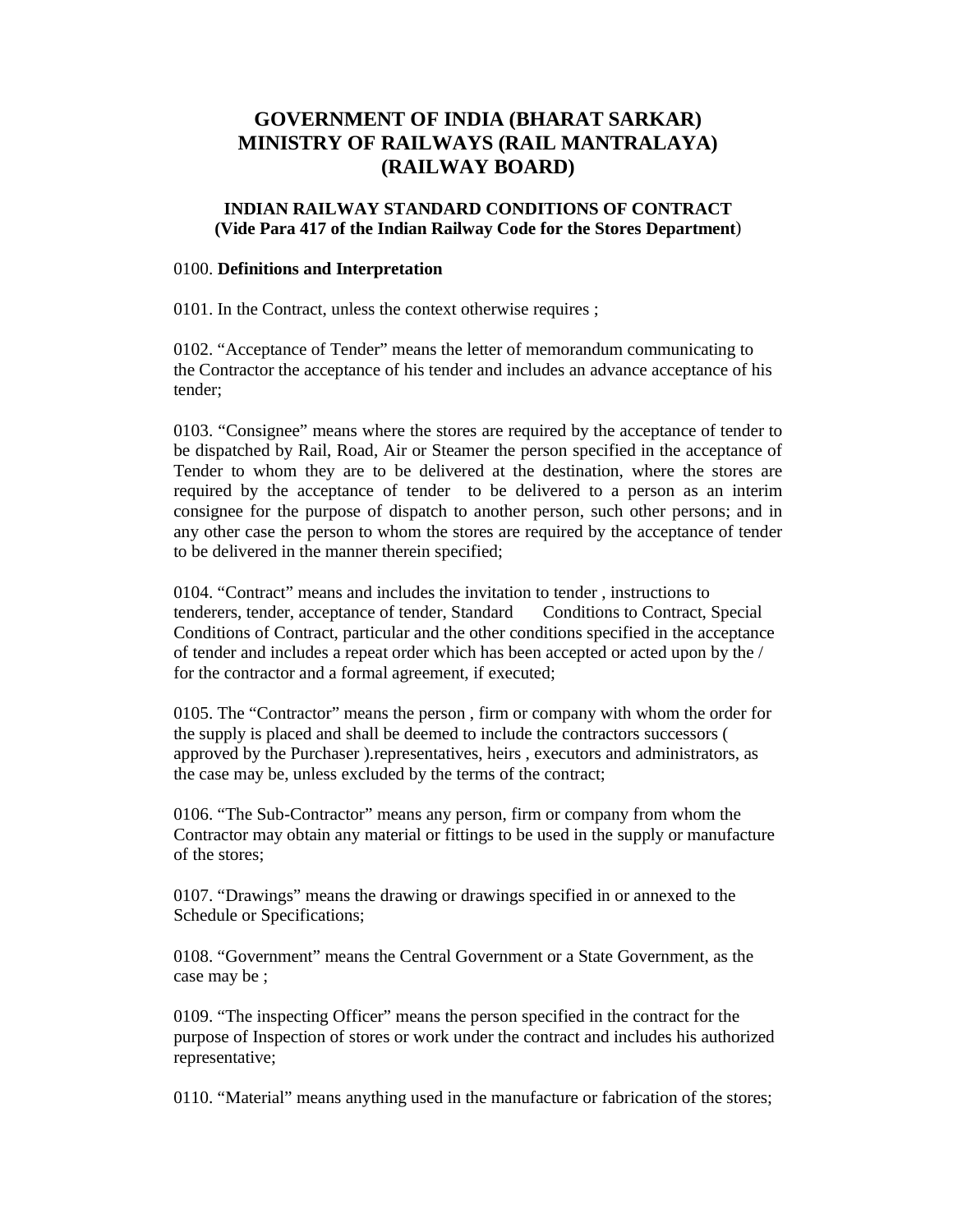# GOVERNMENT OF INDIA (BHARAT SARKAR)
# MINISTRY OF RAILWAYS (RAIL MANTRALAYA)
# (RAILWAY BOARD)

## INDIAN RAILWAY STANDARD CONDITIONS OF CONTRACT
## (Vide Para 417 of the Indian Railway Code for the Stores Department)

0100. **Definitions and Interpretation**

0101. In the Contract, unless the context otherwise requires ;

0102. "Acceptance of Tender" means the letter of memorandum communicating to the Contractor the acceptance of his tender and includes an advance acceptance of his tender;

0103. "Consignee" means where the stores are required by the acceptance of tender to be dispatched by Rail, Road, Air or Steamer the person specified in the acceptance of Tender to whom they are to be delivered at the destination, where the stores are required by the acceptance of tender to be delivered to a person as an interim consignee for the purpose of dispatch to another person, such other persons; and in any other case the person to whom the stores are required by the acceptance of tender to be delivered in the manner therein specified;

0104. "Contract" means and includes the invitation to tender , instructions to tenderers, tender, acceptance of tender, Standard Conditions to Contract, Special Conditions of Contract, particular and the other conditions specified in the acceptance of tender and includes a repeat order which has been accepted or acted upon by the / for the contractor and a formal agreement, if executed;

0105. The "Contractor" means the person , firm or company with whom the order for the supply is placed and shall be deemed to include the contractors successors ( approved by the Purchaser ).representatives, heirs , executors and administrators, as the case may be, unless excluded by the terms of the contract;

0106. "The Sub-Contractor" means any person, firm or company from whom the Contractor may obtain any material or fittings to be used in the supply or manufacture of the stores;

0107. "Drawings" means the drawing or drawings specified in or annexed to the Schedule or Specifications;

0108. "Government" means the Central Government or a State Government, as the case may be ;

0109. "The inspecting Officer" means the person specified in the contract for the purpose of Inspection of stores or work under the contract and includes his authorized representative;

0110. "Material" means anything used in the manufacture or fabrication of the stores;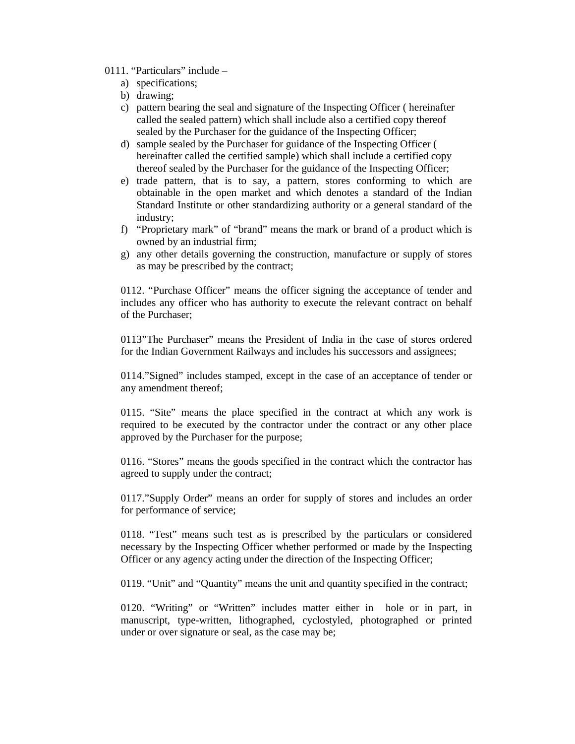0111. “Particulars” include –

a) specifications;
b) drawing;
c) pattern bearing the seal and signature of the Inspecting Officer ( hereinafter called the sealed pattern) which shall include also a certified copy thereof sealed by the Purchaser for the guidance of the Inspecting Officer;
d) sample sealed by the Purchaser for guidance of the Inspecting Officer ( hereinafter called the certified sample) which shall include a certified copy thereof sealed by the Purchaser for the guidance of the Inspecting Officer;
e) trade pattern, that is to say, a pattern, stores conforming to which are obtainable in the open market and which denotes a standard of the Indian Standard Institute or other standardizing authority or a general standard of the industry;
f) “Proprietary mark” of “brand” means the mark or brand of a product which is owned by an industrial firm;
g) any other details governing the construction, manufacture or supply of stores as may be prescribed by the contract;

0112. “Purchase Officer” means the officer signing the acceptance of tender and includes any officer who has authority to execute the relevant contract on behalf of the Purchaser;

0113”The Purchaser” means the President of India in the case of stores ordered for the Indian Government Railways and includes his successors and assignees;

0114.”Signed” includes stamped, except in the case of an acceptance of tender or any amendment thereof;

0115. “Site” means the place specified in the contract at which any work is required to be executed by the contractor under the contract or any other place approved by the Purchaser for the purpose;

0116. “Stores” means the goods specified in the contract which the contractor has agreed to supply under the contract;

0117.”Supply Order” means an order for supply of stores and includes an order for performance of service;

0118. “Test” means such test as is prescribed by the particulars or considered necessary by the Inspecting Officer whether performed or made by the Inspecting Officer or any agency acting under the direction of the Inspecting Officer;

0119. “Unit” and “Quantity” means the unit and quantity specified in the contract;

0120. “Writing” or “Written” includes matter either in hole or in part, in manuscript, type-written, lithographed, cyclostyled, photographed or printed under or over signature or seal, as the case may be;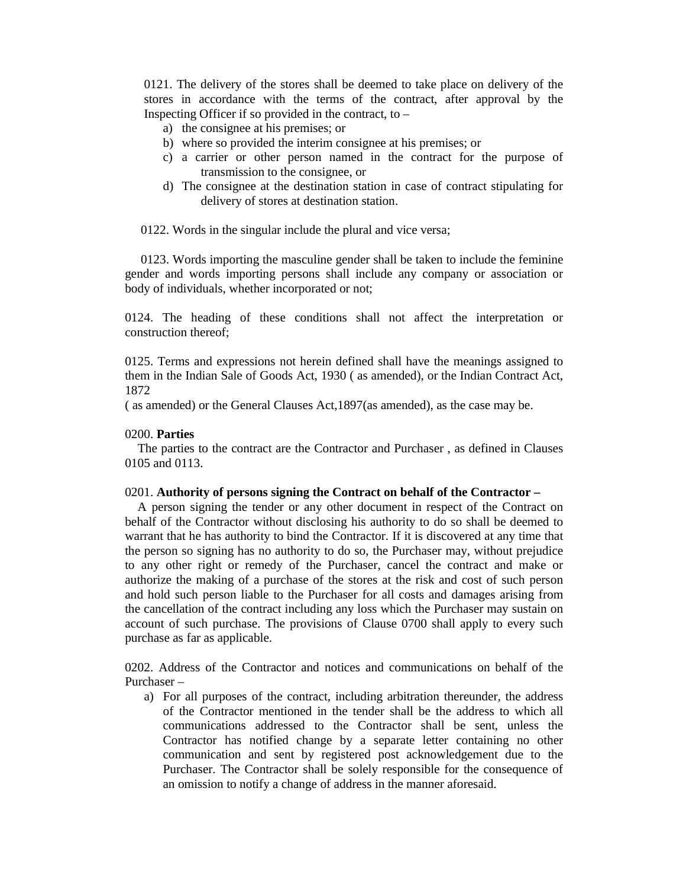0121. The delivery of the stores shall be deemed to take place on delivery of the stores in accordance with the terms of the contract, after approval by the Inspecting Officer if so provided in the contract, to –

a) the consignee at his premises; or
b) where so provided the interim consignee at his premises; or
c) a carrier or other person named in the contract for the purpose of transmission to the consignee, or
d) The consignee at the destination station in case of contract stipulating for delivery of stores at destination station.

0122. Words in the singular include the plural and vice versa;

0123. Words importing the masculine gender shall be taken to include the feminine gender and words importing persons shall include any company or association or body of individuals, whether incorporated or not;

0124. The heading of these conditions shall not affect the interpretation or construction thereof;

0125. Terms and expressions not herein defined shall have the meanings assigned to them in the Indian Sale of Goods Act, 1930 ( as amended), or the Indian Contract Act, 1872
( as amended) or the General Clauses Act,1897(as amended), as the case may be.

0200. **Parties**
The parties to the contract are the Contractor and Purchaser , as defined in Clauses 0105 and 0113.

0201. **Authority of persons signing the Contract on behalf of the Contractor –**
A person signing the tender or any other document in respect of the Contract on behalf of the Contractor without disclosing his authority to do so shall be deemed to warrant that he has authority to bind the Contractor. If it is discovered at any time that the person so signing has no authority to do so, the Purchaser may, without prejudice to any other right or remedy of the Purchaser, cancel the contract and make or authorize the making of a purchase of the stores at the risk and cost of such person and hold such person liable to the Purchaser for all costs and damages arising from the cancellation of the contract including any loss which the Purchaser may sustain on account of such purchase. The provisions of Clause 0700 shall apply to every such purchase as far as applicable.

0202. Address of the Contractor and notices and communications on behalf of the Purchaser –

a) For all purposes of the contract, including arbitration thereunder, the address of the Contractor mentioned in the tender shall be the address to which all communications addressed to the Contractor shall be sent, unless the Contractor has notified change by a separate letter containing no other communication and sent by registered post acknowledgement due to the Purchaser. The Contractor shall be solely responsible for the consequence of an omission to notify a change of address in the manner aforesaid.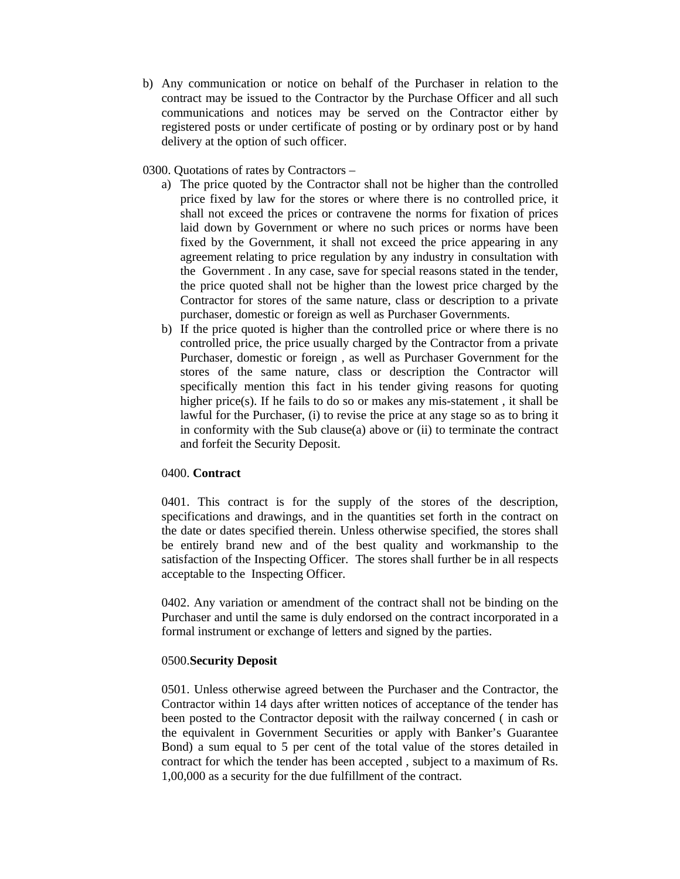b) Any communication or notice on behalf of the Purchaser in relation to the contract may be issued to the Contractor by the Purchase Officer and all such communications and notices may be served on the Contractor either by registered posts or under certificate of posting or by ordinary post or by hand delivery at the option of such officer.

0300. Quotations of rates by Contractors –

a) The price quoted by the Contractor shall not be higher than the controlled price fixed by law for the stores or where there is no controlled price, it shall not exceed the prices or contravene the norms for fixation of prices laid down by Government or where no such prices or norms have been fixed by the Government, it shall not exceed the price appearing in any agreement relating to price regulation by any industry in consultation with the Government . In any case, save for special reasons stated in the tender, the price quoted shall not be higher than the lowest price charged by the Contractor for stores of the same nature, class or description to a private purchaser, domestic or foreign as well as Purchaser Governments.
b) If the price quoted is higher than the controlled price or where there is no controlled price, the price usually charged by the Contractor from a private Purchaser, domestic or foreign , as well as Purchaser Government for the stores of the same nature, class or description the Contractor will specifically mention this fact in his tender giving reasons for quoting higher price(s). If he fails to do so or makes any mis-statement , it shall be lawful for the Purchaser, (i) to revise the price at any stage so as to bring it in conformity with the Sub clause(a) above or (ii) to terminate the contract and forfeit the Security Deposit.

0400. **Contract**

0401. This contract is for the supply of the stores of the description, specifications and drawings, and in the quantities set forth in the contract on the date or dates specified therein. Unless otherwise specified, the stores shall be entirely brand new and of the best quality and workmanship to the satisfaction of the Inspecting Officer. The stores shall further be in all respects acceptable to the Inspecting Officer.

0402. Any variation or amendment of the contract shall not be binding on the Purchaser and until the same is duly endorsed on the contract incorporated in a formal instrument or exchange of letters and signed by the parties.

0500.**Security Deposit**

0501. Unless otherwise agreed between the Purchaser and the Contractor, the Contractor within 14 days after written notices of acceptance of the tender has been posted to the Contractor deposit with the railway concerned ( in cash or the equivalent in Government Securities or apply with Banker's Guarantee Bond) a sum equal to 5 per cent of the total value of the stores detailed in contract for which the tender has been accepted , subject to a maximum of Rs. 1,00,000 as a security for the due fulfillment of the contract.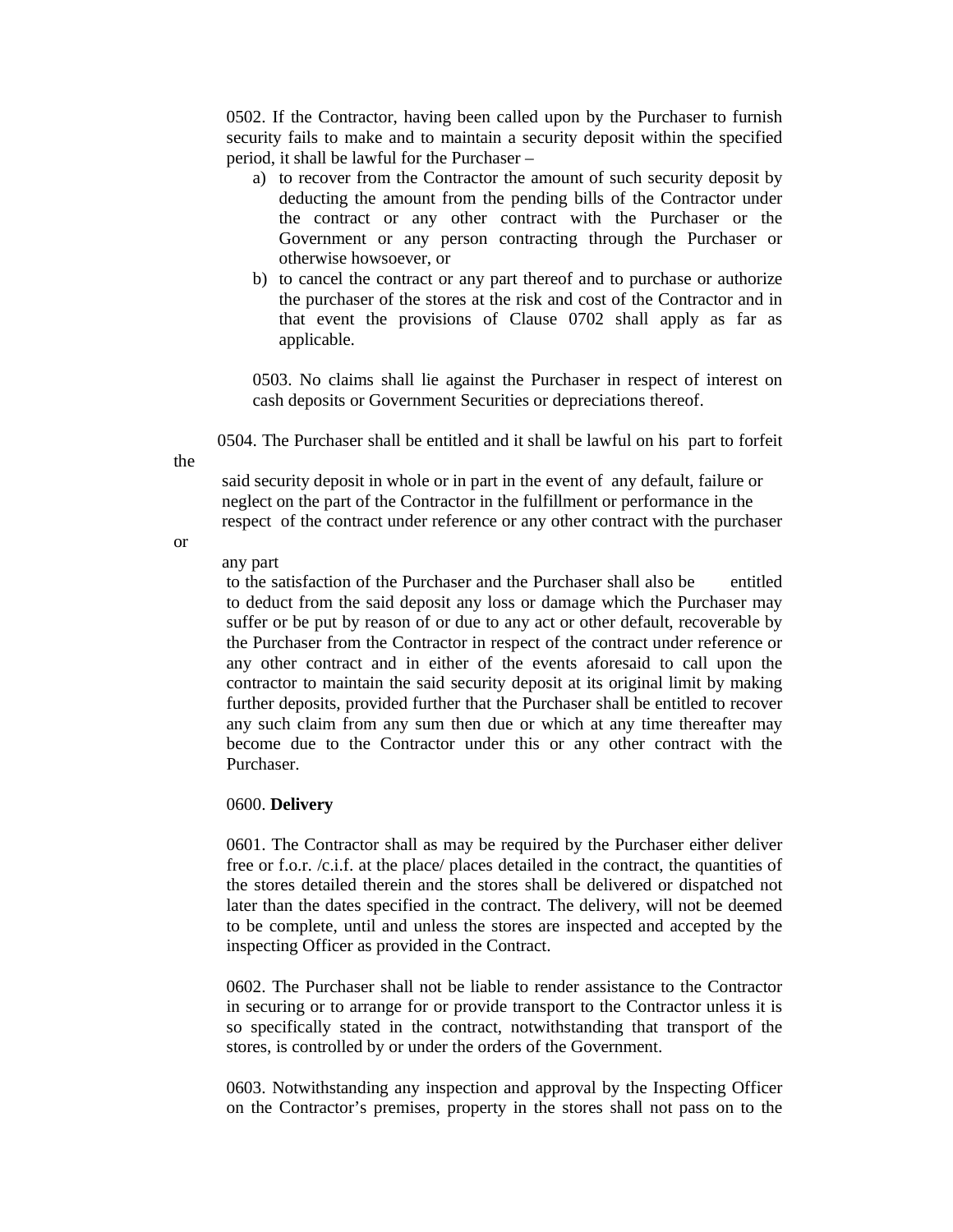0502. If the Contractor, having been called upon by the Purchaser to furnish security fails to make and to maintain a security deposit within the specified period, it shall be lawful for the Purchaser –

a) to recover from the Contractor the amount of such security deposit by deducting the amount from the pending bills of the Contractor under the contract or any other contract with the Purchaser or the Government or any person contracting through the Purchaser or otherwise howsoever, or
b) to cancel the contract or any part thereof and to purchase or authorize the purchaser of the stores at the risk and cost of the Contractor and in that event the provisions of Clause 0702 shall apply as far as applicable.

0503. No claims shall lie against the Purchaser in respect of interest on cash deposits or Government Securities or depreciations thereof.

0504. The Purchaser shall be entitled and it shall be lawful on his part to forfeit the said security deposit in whole or in part in the event of any default, failure or neglect on the part of the Contractor in the fulfillment or performance in the respect of the contract under reference or any other contract with the purchaser or any part to the satisfaction of the Purchaser and the Purchaser shall also be entitled to deduct from the said deposit any loss or damage which the Purchaser may suffer or be put by reason of or due to any act or other default, recoverable by the Purchaser from the Contractor in respect of the contract under reference or any other contract and in either of the events aforesaid to call upon the contractor to maintain the said security deposit at its original limit by making further deposits, provided further that the Purchaser shall be entitled to recover any such claim from any sum then due or which at any time thereafter may become due to the Contractor under this or any other contract with the Purchaser.

0600. **Delivery**

0601. The Contractor shall as may be required by the Purchaser either deliver free or f.o.r. /c.i.f. at the place/ places detailed in the contract, the quantities of the stores detailed therein and the stores shall be delivered or dispatched not later than the dates specified in the contract. The delivery, will not be deemed to be complete, until and unless the stores are inspected and accepted by the inspecting Officer as provided in the Contract.

0602. The Purchaser shall not be liable to render assistance to the Contractor in securing or to arrange for or provide transport to the Contractor unless it is so specifically stated in the contract, notwithstanding that transport of the stores, is controlled by or under the orders of the Government.

0603. Notwithstanding any inspection and approval by the Inspecting Officer on the Contractor's premises, property in the stores shall not pass on to the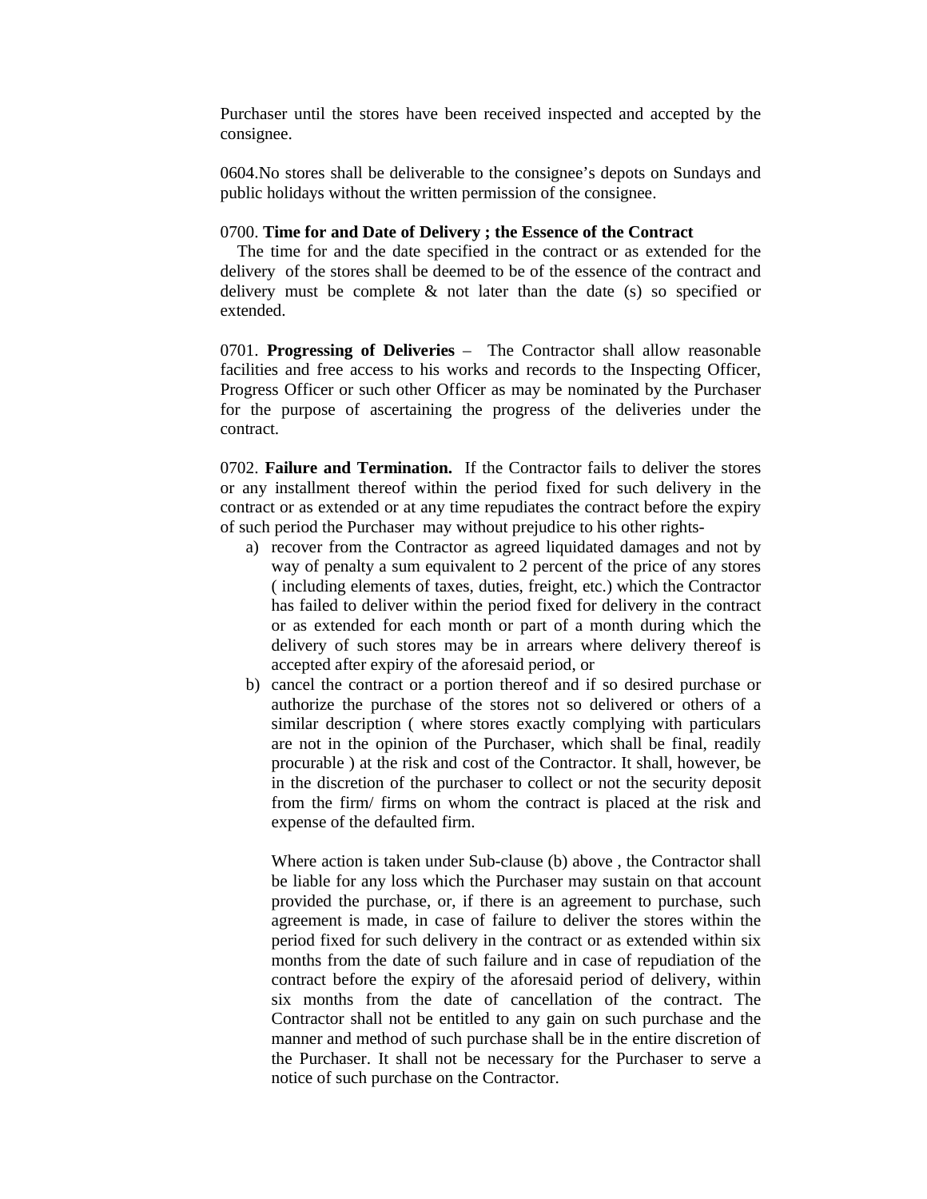Purchaser until the stores have been received inspected and accepted by the consignee.

0604.No stores shall be deliverable to the consignee's depots on Sundays and public holidays without the written permission of the consignee.

0700. **Time for and Date of Delivery ; the Essence of the Contract**

The time for and the date specified in the contract or as extended for the delivery of the stores shall be deemed to be of the essence of the contract and delivery must be complete & not later than the date (s) so specified or extended.

0701. **Progressing of Deliveries** – The Contractor shall allow reasonable facilities and free access to his works and records to the Inspecting Officer, Progress Officer or such other Officer as may be nominated by the Purchaser for the purpose of ascertaining the progress of the deliveries under the contract.

0702. **Failure and Termination.** If the Contractor fails to deliver the stores or any installment thereof within the period fixed for such delivery in the contract or as extended or at any time repudiates the contract before the expiry of such period the Purchaser may without prejudice to his other rights-

a) recover from the Contractor as agreed liquidated damages and not by way of penalty a sum equivalent to 2 percent of the price of any stores ( including elements of taxes, duties, freight, etc.) which the Contractor has failed to deliver within the period fixed for delivery in the contract or as extended for each month or part of a month during which the delivery of such stores may be in arrears where delivery thereof is accepted after expiry of the aforesaid period, or
b) cancel the contract or a portion thereof and if so desired purchase or authorize the purchase of the stores not so delivered or others of a similar description ( where stores exactly complying with particulars are not in the opinion of the Purchaser, which shall be final, readily procurable ) at the risk and cost of the Contractor. It shall, however, be in the discretion of the purchaser to collect or not the security deposit from the firm/ firms on whom the contract is placed at the risk and expense of the defaulted firm.

   Where action is taken under Sub-clause (b) above , the Contractor shall be liable for any loss which the Purchaser may sustain on that account provided the purchase, or, if there is an agreement to purchase, such agreement is made, in case of failure to deliver the stores within the period fixed for such delivery in the contract or as extended within six months from the date of such failure and in case of repudiation of the contract before the expiry of the aforesaid period of delivery, within six months from the date of cancellation of the contract. The Contractor shall not be entitled to any gain on such purchase and the manner and method of such purchase shall be in the entire discretion of the Purchaser. It shall not be necessary for the Purchaser to serve a notice of such purchase on the Contractor.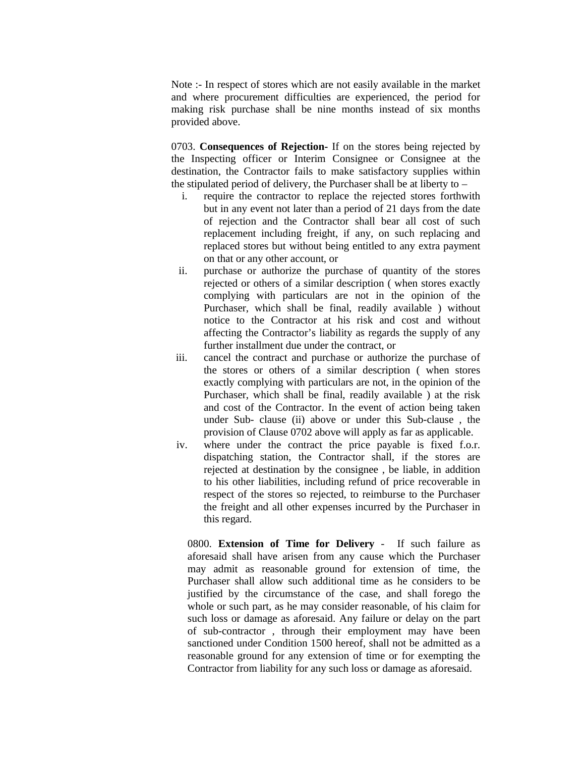Note :- In respect of stores which are not easily available in the market and where procurement difficulties are experienced, the period for making risk purchase shall be nine months instead of six months provided above.

0703. **Consequences of Rejection-** If on the stores being rejected by the Inspecting officer or Interim Consignee or Consignee at the destination, the Contractor fails to make satisfactory supplies within the stipulated period of delivery, the Purchaser shall be at liberty to –

i. require the contractor to replace the rejected stores forthwith but in any event not later than a period of 21 days from the date of rejection and the Contractor shall bear all cost of such replacement including freight, if any, on such replacing and replaced stores but without being entitled to any extra payment on that or any other account, or

ii. purchase or authorize the purchase of quantity of the stores rejected or others of a similar description ( when stores exactly complying with particulars are not in the opinion of the Purchaser, which shall be final, readily available ) without notice to the Contractor at his risk and cost and without affecting the Contractor's liability as regards the supply of any further installment due under the contract, or

iii. cancel the contract and purchase or authorize the purchase of the stores or others of a similar description ( when stores exactly complying with particulars are not, in the opinion of the Purchaser, which shall be final, readily available ) at the risk and cost of the Contractor. In the event of action being taken under Sub- clause (ii) above or under this Sub-clause , the provision of Clause 0702 above will apply as far as applicable.

iv. where under the contract the price payable is fixed f.o.r. dispatching station, the Contractor shall, if the stores are rejected at destination by the consignee , be liable, in addition to his other liabilities, including refund of price recoverable in respect of the stores so rejected, to reimburse to the Purchaser the freight and all other expenses incurred by the Purchaser in this regard.

0800. **Extension of Time for Delivery** - If such failure as aforesaid shall have arisen from any cause which the Purchaser may admit as reasonable ground for extension of time, the Purchaser shall allow such additional time as he considers to be justified by the circumstance of the case, and shall forego the whole or such part, as he may consider reasonable, of his claim for such loss or damage as aforesaid. Any failure or delay on the part of sub-contractor , through their employment may have been sanctioned under Condition 1500 hereof, shall not be admitted as a reasonable ground for any extension of time or for exempting the Contractor from liability for any such loss or damage as aforesaid.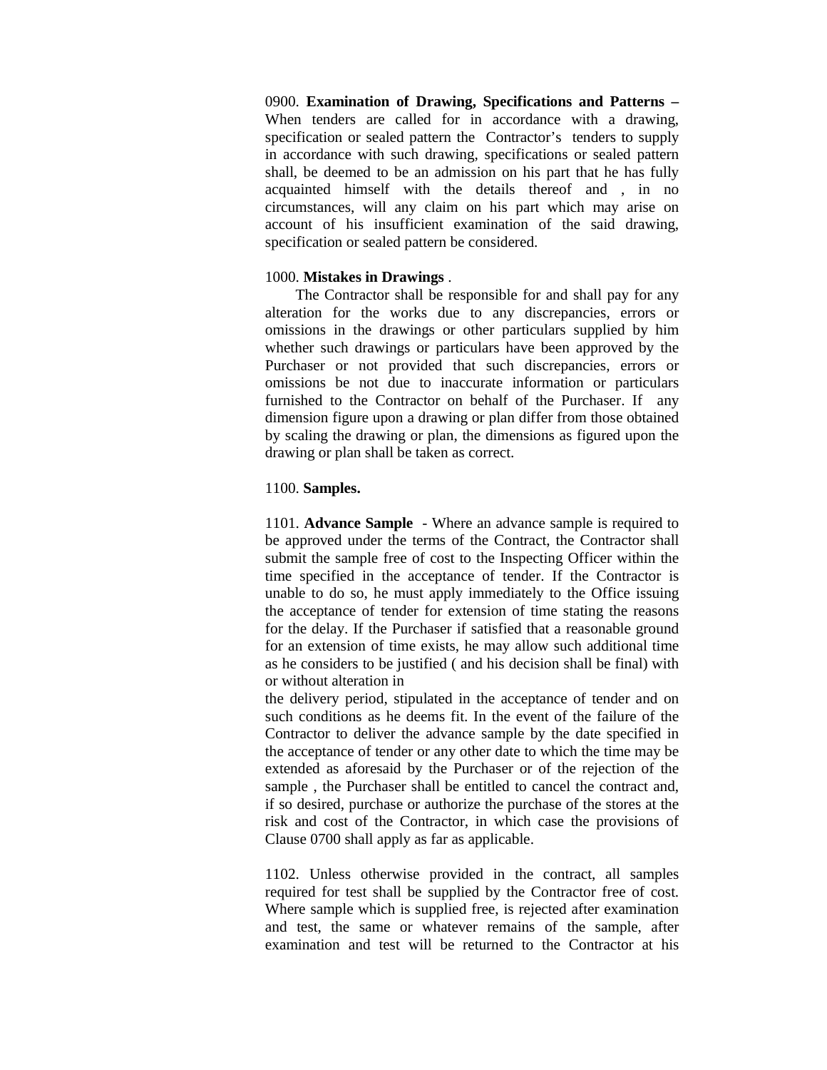0900. **Examination of Drawing, Specifications and Patterns –** When tenders are called for in accordance with a drawing, specification or sealed pattern the Contractor's tenders to supply in accordance with such drawing, specifications or sealed pattern shall, be deemed to be an admission on his part that he has fully acquainted himself with the details thereof and , in no circumstances, will any claim on his part which may arise on account of his insufficient examination of the said drawing, specification or sealed pattern be considered.

1000. **Mistakes in Drawings** .

The Contractor shall be responsible for and shall pay for any alteration for the works due to any discrepancies, errors or omissions in the drawings or other particulars supplied by him whether such drawings or particulars have been approved by the Purchaser or not provided that such discrepancies, errors or omissions be not due to inaccurate information or particulars furnished to the Contractor on behalf of the Purchaser. If any dimension figure upon a drawing or plan differ from those obtained by scaling the drawing or plan, the dimensions as figured upon the drawing or plan shall be taken as correct.

1100. **Samples.**

1101. **Advance Sample** - Where an advance sample is required to be approved under the terms of the Contract, the Contractor shall submit the sample free of cost to the Inspecting Officer within the time specified in the acceptance of tender. If the Contractor is unable to do so, he must apply immediately to the Office issuing the acceptance of tender for extension of time stating the reasons for the delay. If the Purchaser if satisfied that a reasonable ground for an extension of time exists, he may allow such additional time as he considers to be justified ( and his decision shall be final) with or without alteration in
the delivery period, stipulated in the acceptance of tender and on such conditions as he deems fit. In the event of the failure of the Contractor to deliver the advance sample by the date specified in the acceptance of tender or any other date to which the time may be extended as aforesaid by the Purchaser or of the rejection of the sample , the Purchaser shall be entitled to cancel the contract and, if so desired, purchase or authorize the purchase of the stores at the risk and cost of the Contractor, in which case the provisions of Clause 0700 shall apply as far as applicable.

1102. Unless otherwise provided in the contract, all samples required for test shall be supplied by the Contractor free of cost. Where sample which is supplied free, is rejected after examination and test, the same or whatever remains of the sample, after examination and test will be returned to the Contractor at his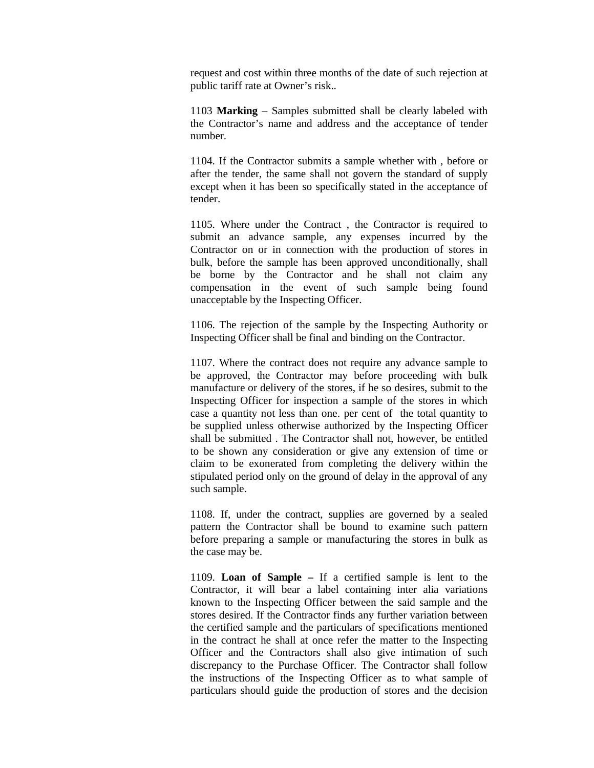request and cost within three months of the date of such rejection at public tariff rate at Owner's risk..

1103 **Marking** – Samples submitted shall be clearly labeled with the Contractor's name and address and the acceptance of tender number.

1104. If the Contractor submits a sample whether with , before or after the tender, the same shall not govern the standard of supply except when it has been so specifically stated in the acceptance of tender.

1105. Where under the Contract , the Contractor is required to submit an advance sample, any expenses incurred by the Contractor on or in connection with the production of stores in bulk, before the sample has been approved unconditionally, shall be borne by the Contractor and he shall not claim any compensation in the event of such sample being found unacceptable by the Inspecting Officer.

1106. The rejection of the sample by the Inspecting Authority or Inspecting Officer shall be final and binding on the Contractor.

1107. Where the contract does not require any advance sample to be approved, the Contractor may before proceeding with bulk manufacture or delivery of the stores, if he so desires, submit to the Inspecting Officer for inspection a sample of the stores in which case a quantity not less than one. per cent of the total quantity to be supplied unless otherwise authorized by the Inspecting Officer shall be submitted . The Contractor shall not, however, be entitled to be shown any consideration or give any extension of time or claim to be exonerated from completing the delivery within the stipulated period only on the ground of delay in the approval of any such sample.

1108. If, under the contract, supplies are governed by a sealed pattern the Contractor shall be bound to examine such pattern before preparing a sample or manufacturing the stores in bulk as the case may be.

1109. **Loan of Sample –** If a certified sample is lent to the Contractor, it will bear a label containing inter alia variations known to the Inspecting Officer between the said sample and the stores desired. If the Contractor finds any further variation between the certified sample and the particulars of specifications mentioned in the contract he shall at once refer the matter to the Inspecting Officer and the Contractors shall also give intimation of such discrepancy to the Purchase Officer. The Contractor shall follow the instructions of the Inspecting Officer as to what sample of particulars should guide the production of stores and the decision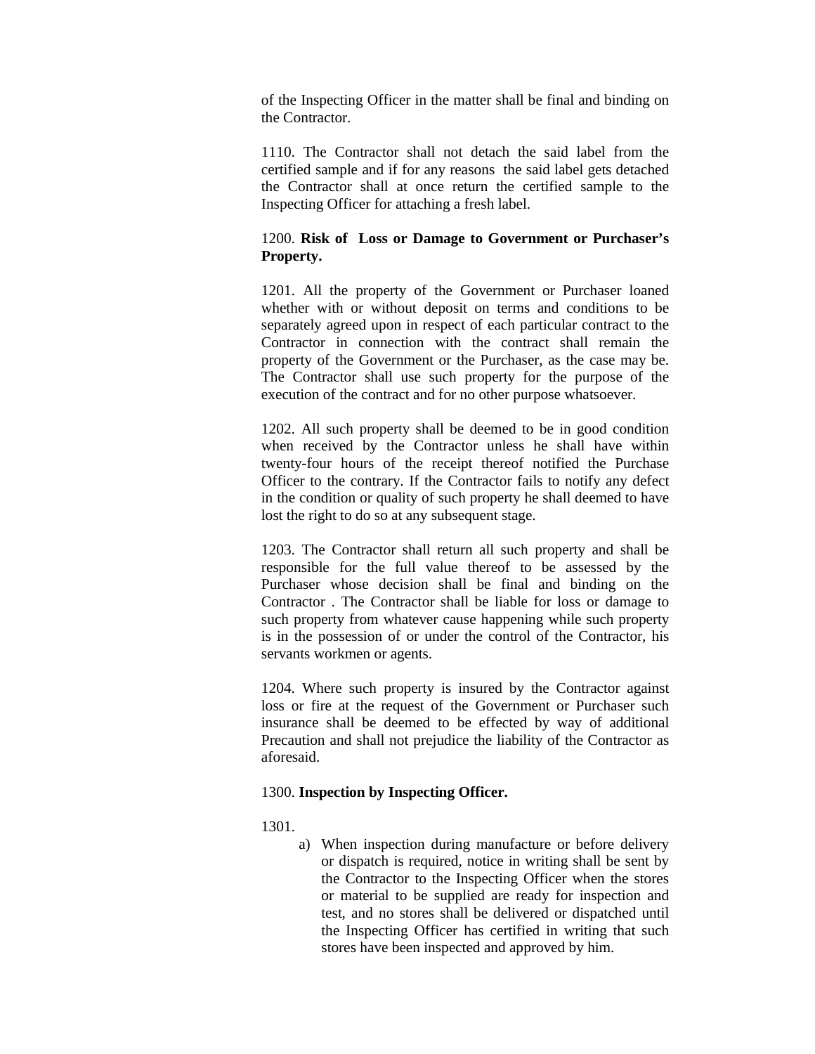of the Inspecting Officer in the matter shall be final and binding on the Contractor.

1110. The Contractor shall not detach the said label from the certified sample and if for any reasons the said label gets detached the Contractor shall at once return the certified sample to the Inspecting Officer for attaching a fresh label.

1200. **Risk of Loss or Damage to Government or Purchaser's Property.**

1201. All the property of the Government or Purchaser loaned whether with or without deposit on terms and conditions to be separately agreed upon in respect of each particular contract to the Contractor in connection with the contract shall remain the property of the Government or the Purchaser, as the case may be. The Contractor shall use such property for the purpose of the execution of the contract and for no other purpose whatsoever.

1202. All such property shall be deemed to be in good condition when received by the Contractor unless he shall have within twenty-four hours of the receipt thereof notified the Purchase Officer to the contrary. If the Contractor fails to notify any defect in the condition or quality of such property he shall deemed to have lost the right to do so at any subsequent stage.

1203. The Contractor shall return all such property and shall be responsible for the full value thereof to be assessed by the Purchaser whose decision shall be final and binding on the Contractor . The Contractor shall be liable for loss or damage to such property from whatever cause happening while such property is in the possession of or under the control of the Contractor, his servants workmen or agents.

1204. Where such property is insured by the Contractor against loss or fire at the request of the Government or Purchaser such insurance shall be deemed to be effected by way of additional Precaution and shall not prejudice the liability of the Contractor as aforesaid.

1300. **Inspection by Inspecting Officer.**

1301.

a) When inspection during manufacture or before delivery or dispatch is required, notice in writing shall be sent by the Contractor to the Inspecting Officer when the stores or material to be supplied are ready for inspection and test, and no stores shall be delivered or dispatched until the Inspecting Officer has certified in writing that such stores have been inspected and approved by him.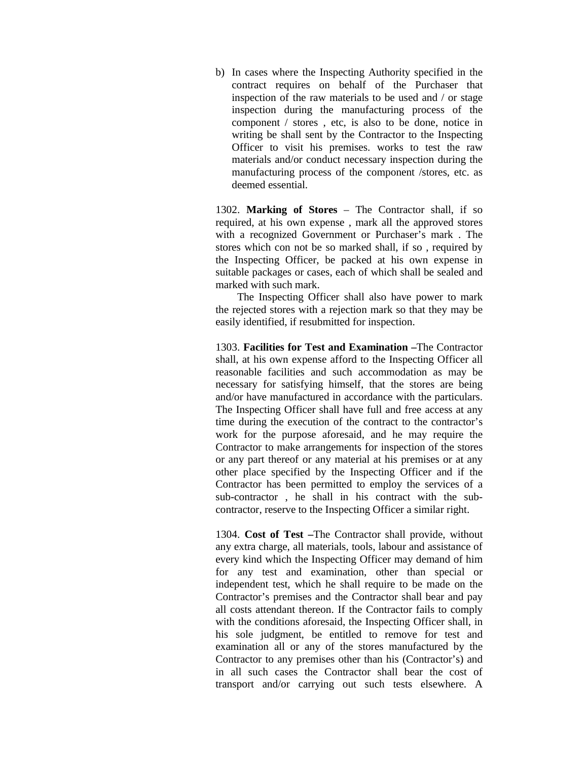b) In cases where the Inspecting Authority specified in the contract requires on behalf of the Purchaser that inspection of the raw materials to be used and / or stage inspection during the manufacturing process of the component / stores , etc, is also to be done, notice in writing be shall sent by the Contractor to the Inspecting Officer to visit his premises. works to test the raw materials and/or conduct necessary inspection during the manufacturing process of the component /stores, etc. as deemed essential.

1302. **Marking of Stores** – The Contractor shall, if so required, at his own expense , mark all the approved stores with a recognized Government or Purchaser's mark . The stores which con not be so marked shall, if so , required by the Inspecting Officer, be packed at his own expense in suitable packages or cases, each of which shall be sealed and marked with such mark.

The Inspecting Officer shall also have power to mark the rejected stores with a rejection mark so that they may be easily identified, if resubmitted for inspection.

1303. **Facilities for Test and Examination –**The Contractor shall, at his own expense afford to the Inspecting Officer all reasonable facilities and such accommodation as may be necessary for satisfying himself, that the stores are being and/or have manufactured in accordance with the particulars. The Inspecting Officer shall have full and free access at any time during the execution of the contract to the contractor's work for the purpose aforesaid, and he may require the Contractor to make arrangements for inspection of the stores or any part thereof or any material at his premises or at any other place specified by the Inspecting Officer and if the Contractor has been permitted to employ the services of a sub-contractor , he shall in his contract with the sub-contractor, reserve to the Inspecting Officer a similar right.

1304. **Cost of Test –**The Contractor shall provide, without any extra charge, all materials, tools, labour and assistance of every kind which the Inspecting Officer may demand of him for any test and examination, other than special or independent test, which he shall require to be made on the Contractor's premises and the Contractor shall bear and pay all costs attendant thereon. If the Contractor fails to comply with the conditions aforesaid, the Inspecting Officer shall, in his sole judgment, be entitled to remove for test and examination all or any of the stores manufactured by the Contractor to any premises other than his (Contractor's) and in all such cases the Contractor shall bear the cost of transport and/or carrying out such tests elsewhere. A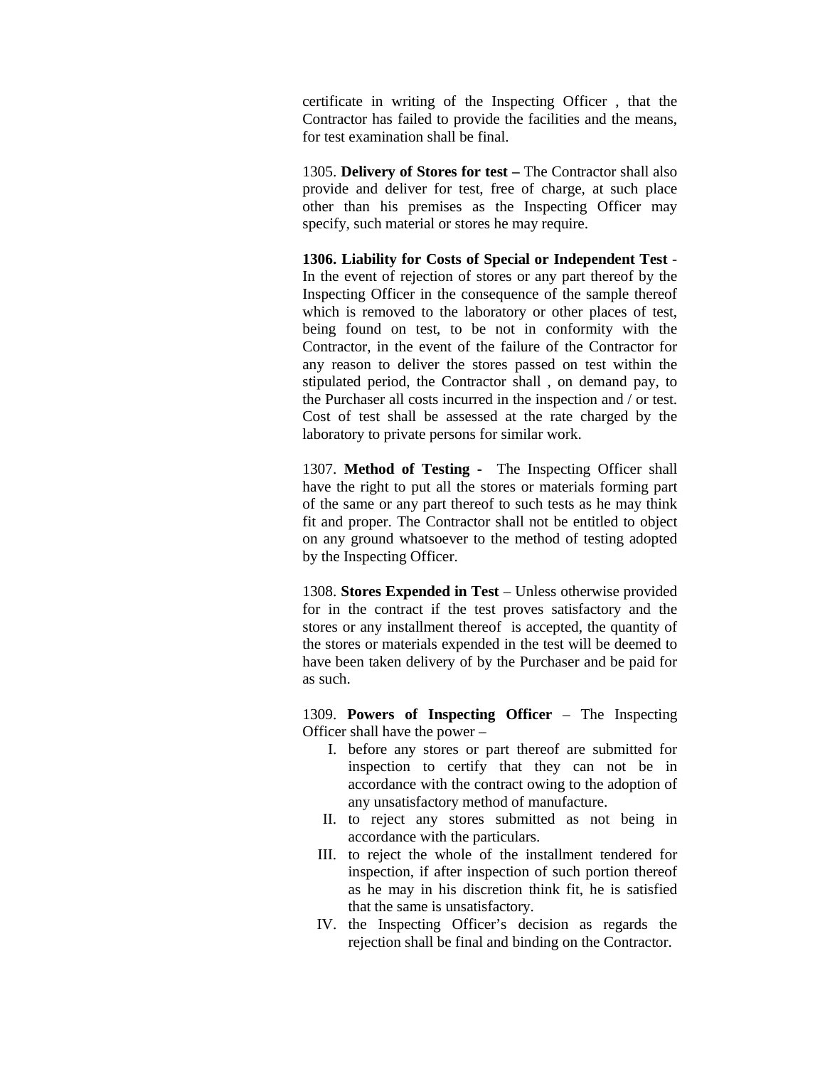certificate in writing of the Inspecting Officer , that the Contractor has failed to provide the facilities and the means, for test examination shall be final.

1305. **Delivery of Stores for test –** The Contractor shall also provide and deliver for test, free of charge, at such place other than his premises as the Inspecting Officer may specify, such material or stores he may require.

**1306. Liability for Costs of Special or Independent Test** - In the event of rejection of stores or any part thereof by the Inspecting Officer in the consequence of the sample thereof which is removed to the laboratory or other places of test, being found on test, to be not in conformity with the Contractor, in the event of the failure of the Contractor for any reason to deliver the stores passed on test within the stipulated period, the Contractor shall , on demand pay, to the Purchaser all costs incurred in the inspection and / or test. Cost of test shall be assessed at the rate charged by the laboratory to private persons for similar work.

1307. **Method of Testing -** The Inspecting Officer shall have the right to put all the stores or materials forming part of the same or any part thereof to such tests as he may think fit and proper. The Contractor shall not be entitled to object on any ground whatsoever to the method of testing adopted by the Inspecting Officer.

1308. **Stores Expended in Test** – Unless otherwise provided for in the contract if the test proves satisfactory and the stores or any installment thereof is accepted, the quantity of the stores or materials expended in the test will be deemed to have been taken delivery of by the Purchaser and be paid for as such.

1309. **Powers of Inspecting Officer** – The Inspecting Officer shall have the power –

I. before any stores or part thereof are submitted for inspection to certify that they can not be in accordance with the contract owing to the adoption of any unsatisfactory method of manufacture.
II. to reject any stores submitted as not being in accordance with the particulars.
III. to reject the whole of the installment tendered for inspection, if after inspection of such portion thereof as he may in his discretion think fit, he is satisfied that the same is unsatisfactory.
IV. the Inspecting Officer's decision as regards the rejection shall be final and binding on the Contractor.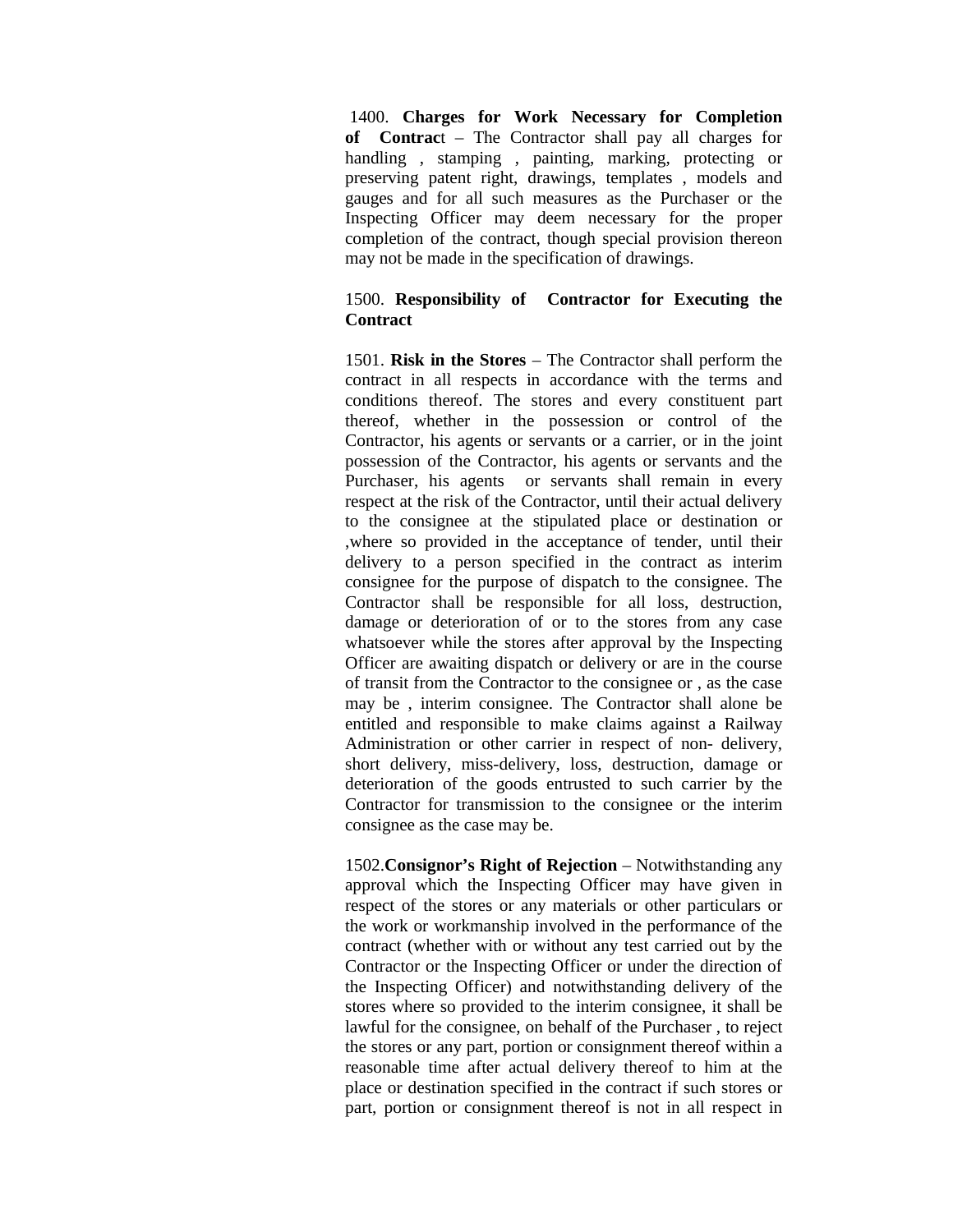1400. **Charges for Work Necessary for Completion of Contrac**t – The Contractor shall pay all charges for handling , stamping , painting, marking, protecting or preserving patent right, drawings, templates , models and gauges and for all such measures as the Purchaser or the Inspecting Officer may deem necessary for the proper completion of the contract, though special provision thereon may not be made in the specification of drawings.

1500. **Responsibility of Contractor for Executing the Contract**

1501. **Risk in the Stores** – The Contractor shall perform the contract in all respects in accordance with the terms and conditions thereof. The stores and every constituent part thereof, whether in the possession or control of the Contractor, his agents or servants or a carrier, or in the joint possession of the Contractor, his agents or servants and the Purchaser, his agents or servants shall remain in every respect at the risk of the Contractor, until their actual delivery to the consignee at the stipulated place or destination or ,where so provided in the acceptance of tender, until their delivery to a person specified in the contract as interim consignee for the purpose of dispatch to the consignee. The Contractor shall be responsible for all loss, destruction, damage or deterioration of or to the stores from any case whatsoever while the stores after approval by the Inspecting Officer are awaiting dispatch or delivery or are in the course of transit from the Contractor to the consignee or , as the case may be , interim consignee. The Contractor shall alone be entitled and responsible to make claims against a Railway Administration or other carrier in respect of non- delivery, short delivery, miss-delivery, loss, destruction, damage or deterioration of the goods entrusted to such carrier by the Contractor for transmission to the consignee or the interim consignee as the case may be.

1502.**Consignor's Right of Rejection** – Notwithstanding any approval which the Inspecting Officer may have given in respect of the stores or any materials or other particulars or the work or workmanship involved in the performance of the contract (whether with or without any test carried out by the Contractor or the Inspecting Officer or under the direction of the Inspecting Officer) and notwithstanding delivery of the stores where so provided to the interim consignee, it shall be lawful for the consignee, on behalf of the Purchaser , to reject the stores or any part, portion or consignment thereof within a reasonable time after actual delivery thereof to him at the place or destination specified in the contract if such stores or part, portion or consignment thereof is not in all respect in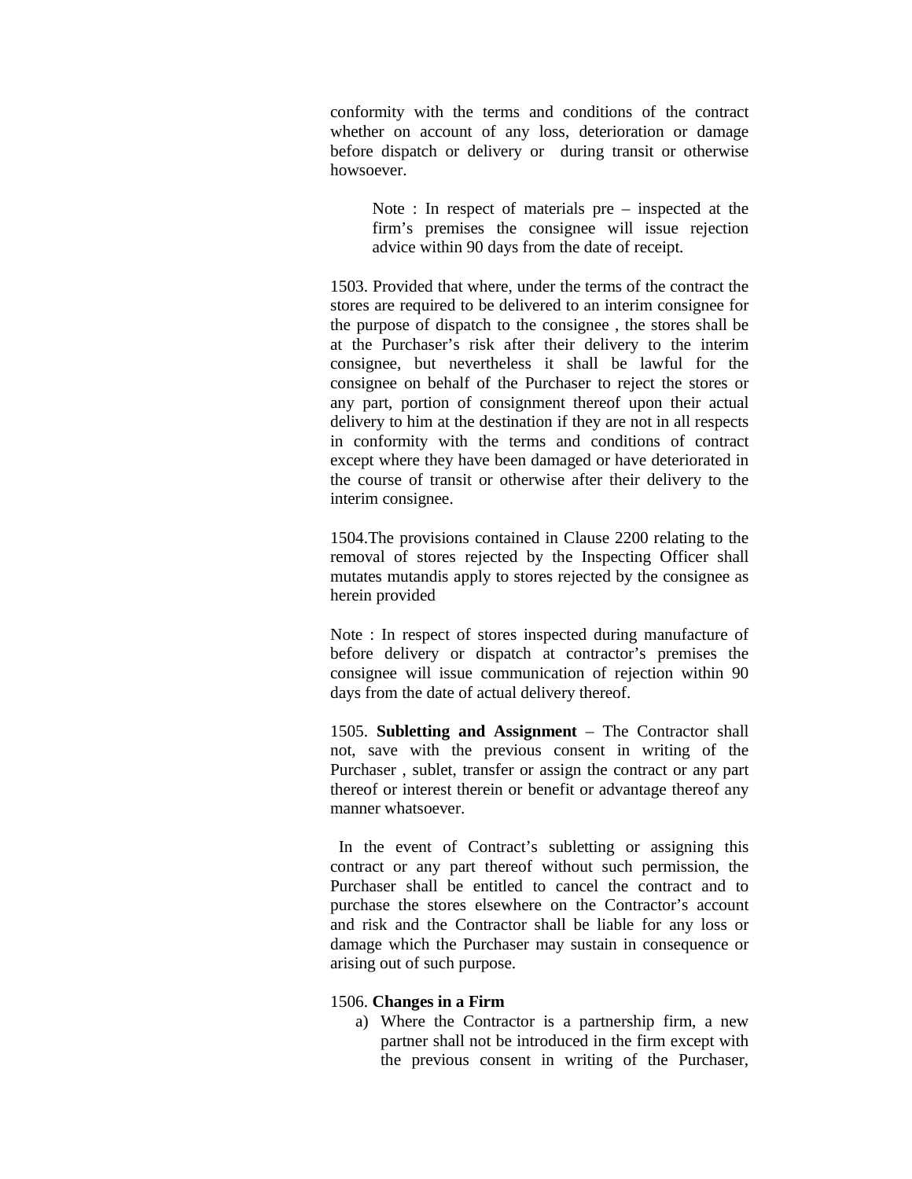conformity with the terms and conditions of the contract whether on account of any loss, deterioration or damage before dispatch or delivery or during transit or otherwise howsoever.

> Note : In respect of materials pre – inspected at the firm's premises the consignee will issue rejection advice within 90 days from the date of receipt.

1503. Provided that where, under the terms of the contract the stores are required to be delivered to an interim consignee for the purpose of dispatch to the consignee , the stores shall be at the Purchaser's risk after their delivery to the interim consignee, but nevertheless it shall be lawful for the consignee on behalf of the Purchaser to reject the stores or any part, portion of consignment thereof upon their actual delivery to him at the destination if they are not in all respects in conformity with the terms and conditions of contract except where they have been damaged or have deteriorated in the course of transit or otherwise after their delivery to the interim consignee.

1504.The provisions contained in Clause 2200 relating to the removal of stores rejected by the Inspecting Officer shall mutates mutandis apply to stores rejected by the consignee as herein provided

Note : In respect of stores inspected during manufacture of before delivery or dispatch at contractor's premises the consignee will issue communication of rejection within 90 days from the date of actual delivery thereof.

1505. **Subletting and Assignment** – The Contractor shall not, save with the previous consent in writing of the Purchaser , sublet, transfer or assign the contract or any part thereof or interest therein or benefit or advantage thereof any manner whatsoever.

In the event of Contract's subletting or assigning this contract or any part thereof without such permission, the Purchaser shall be entitled to cancel the contract and to purchase the stores elsewhere on the Contractor's account and risk and the Contractor shall be liable for any loss or damage which the Purchaser may sustain in consequence or arising out of such purpose.

1506. **Changes in a Firm**

a) Where the Contractor is a partnership firm, a new partner shall not be introduced in the firm except with the previous consent in writing of the Purchaser,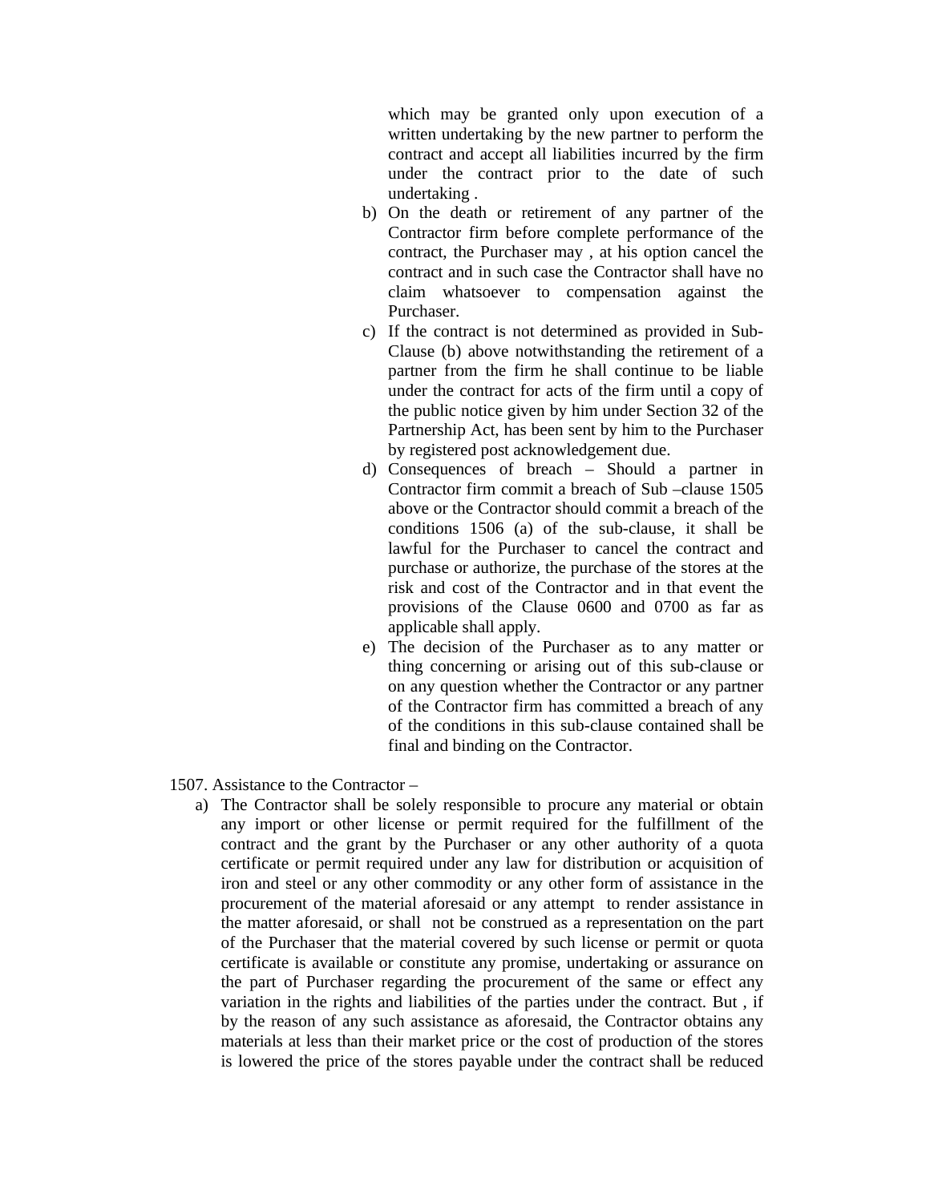which may be granted only upon execution of a written undertaking by the new partner to perform the contract and accept all liabilities incurred by the firm under the contract prior to the date of such undertaking .

b) On the death or retirement of any partner of the Contractor firm before complete performance of the contract, the Purchaser may , at his option cancel the contract and in such case the Contractor shall have no claim whatsoever to compensation against the Purchaser.

c) If the contract is not determined as provided in Sub-Clause (b) above notwithstanding the retirement of a partner from the firm he shall continue to be liable under the contract for acts of the firm until a copy of the public notice given by him under Section 32 of the Partnership Act, has been sent by him to the Purchaser by registered post acknowledgement due.

d) Consequences of breach – Should a partner in Contractor firm commit a breach of Sub –clause 1505 above or the Contractor should commit a breach of the conditions 1506 (a) of the sub-clause, it shall be lawful for the Purchaser to cancel the contract and purchase or authorize, the purchase of the stores at the risk and cost of the Contractor and in that event the provisions of the Clause 0600 and 0700 as far as applicable shall apply.

e) The decision of the Purchaser as to any matter or thing concerning or arising out of this sub-clause or on any question whether the Contractor or any partner of the Contractor firm has committed a breach of any of the conditions in this sub-clause contained shall be final and binding on the Contractor.

1507. Assistance to the Contractor –

a) The Contractor shall be solely responsible to procure any material or obtain any import or other license or permit required for the fulfillment of the contract and the grant by the Purchaser or any other authority of a quota certificate or permit required under any law for distribution or acquisition of iron and steel or any other commodity or any other form of assistance in the procurement of the material aforesaid or any attempt to render assistance in the matter aforesaid, or shall not be construed as a representation on the part of the Purchaser that the material covered by such license or permit or quota certificate is available or constitute any promise, undertaking or assurance on the part of Purchaser regarding the procurement of the same or effect any variation in the rights and liabilities of the parties under the contract. But , if by the reason of any such assistance as aforesaid, the Contractor obtains any materials at less than their market price or the cost of production of the stores is lowered the price of the stores payable under the contract shall be reduced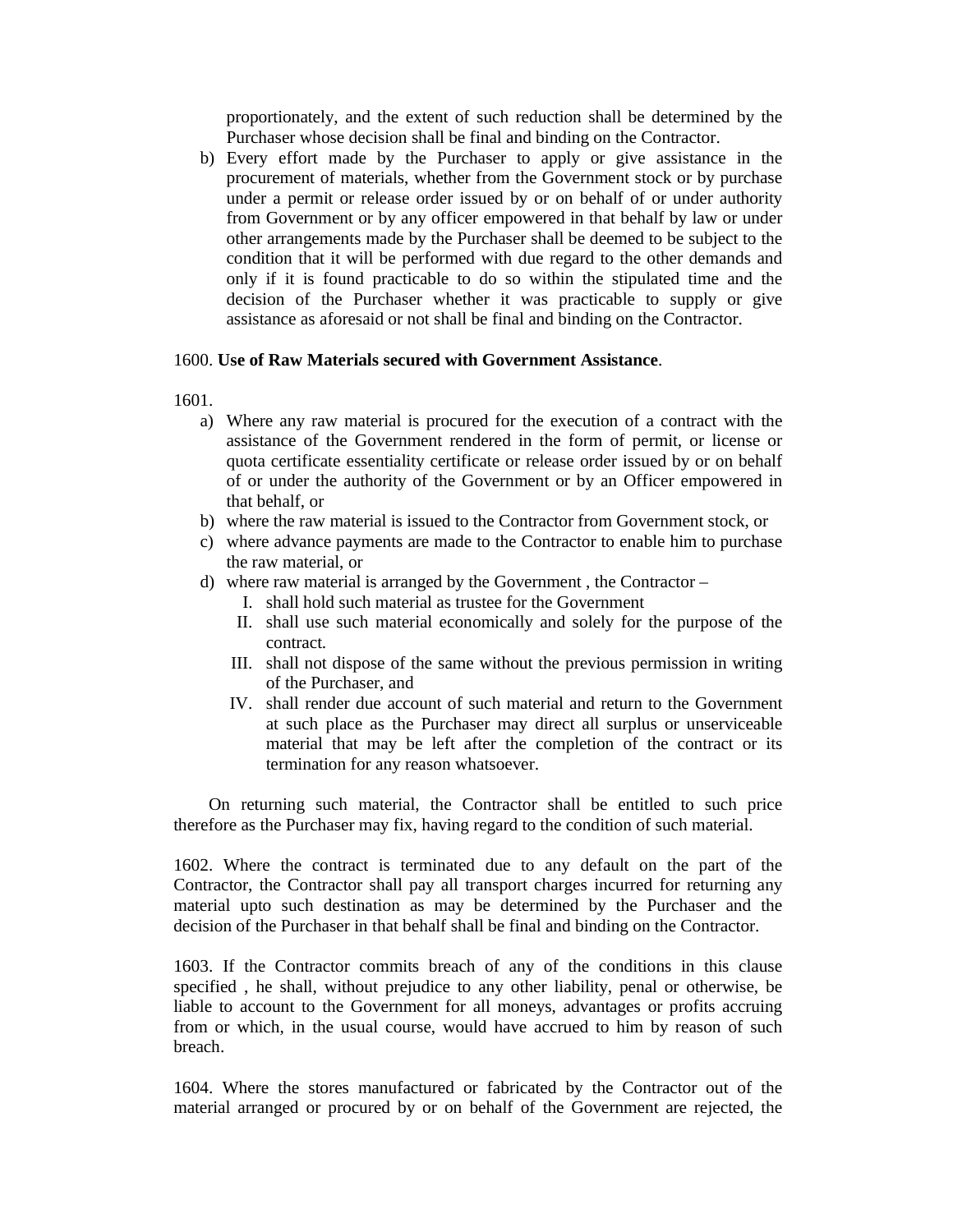proportionately, and the extent of such reduction shall be determined by the Purchaser whose decision shall be final and binding on the Contractor.

b) Every effort made by the Purchaser to apply or give assistance in the procurement of materials, whether from the Government stock or by purchase under a permit or release order issued by or on behalf of or under authority from Government or by any officer empowered in that behalf by law or under other arrangements made by the Purchaser shall be deemed to be subject to the condition that it will be performed with due regard to the other demands and only if it is found practicable to do so within the stipulated time and the decision of the Purchaser whether it was practicable to supply or give assistance as aforesaid or not shall be final and binding on the Contractor.

1600. **Use of Raw Materials secured with Government Assistance**.

1601.

a) Where any raw material is procured for the execution of a contract with the assistance of the Government rendered in the form of permit, or license or quota certificate essentiality certificate or release order issued by or on behalf of or under the authority of the Government or by an Officer empowered in that behalf, or
b) where the raw material is issued to the Contractor from Government stock, or
c) where advance payments are made to the Contractor to enable him to purchase the raw material, or
d) where raw material is arranged by the Government , the Contractor –
   I. shall hold such material as trustee for the Government
   II. shall use such material economically and solely for the purpose of the contract.
   III. shall not dispose of the same without the previous permission in writing of the Purchaser, and
   IV. shall render due account of such material and return to the Government at such place as the Purchaser may direct all surplus or unserviceable material that may be left after the completion of the contract or its termination for any reason whatsoever.

On returning such material, the Contractor shall be entitled to such price therefore as the Purchaser may fix, having regard to the condition of such material.

1602. Where the contract is terminated due to any default on the part of the Contractor, the Contractor shall pay all transport charges incurred for returning any material upto such destination as may be determined by the Purchaser and the decision of the Purchaser in that behalf shall be final and binding on the Contractor.

1603. If the Contractor commits breach of any of the conditions in this clause specified , he shall, without prejudice to any other liability, penal or otherwise, be liable to account to the Government for all moneys, advantages or profits accruing from or which, in the usual course, would have accrued to him by reason of such breach.

1604. Where the stores manufactured or fabricated by the Contractor out of the material arranged or procured by or on behalf of the Government are rejected, the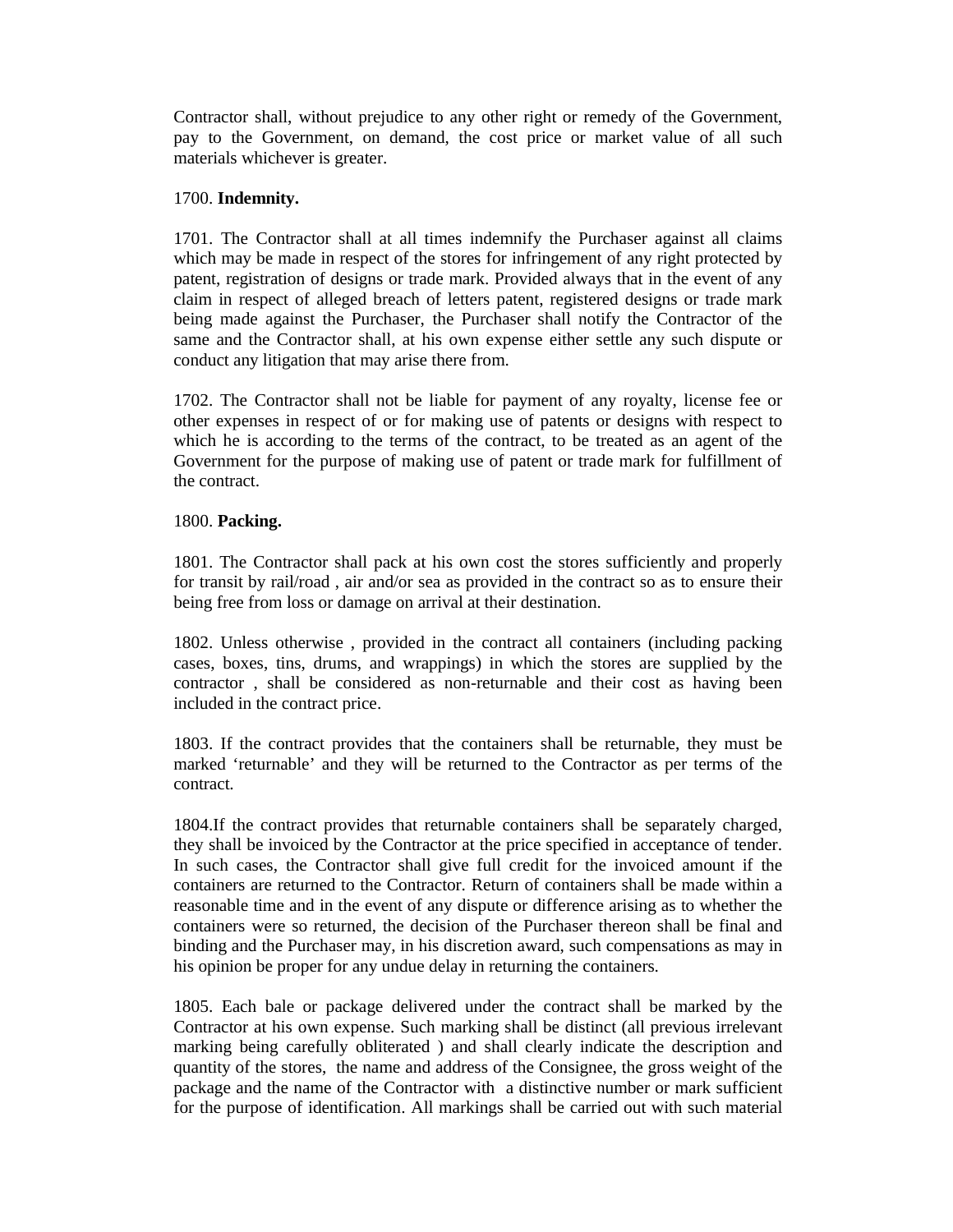Contractor shall, without prejudice to any other right or remedy of the Government, pay to the Government, on demand, the cost price or market value of all such materials whichever is greater.

1700. **Indemnity.**

1701. The Contractor shall at all times indemnify the Purchaser against all claims which may be made in respect of the stores for infringement of any right protected by patent, registration of designs or trade mark. Provided always that in the event of any claim in respect of alleged breach of letters patent, registered designs or trade mark being made against the Purchaser, the Purchaser shall notify the Contractor of the same and the Contractor shall, at his own expense either settle any such dispute or conduct any litigation that may arise there from.

1702. The Contractor shall not be liable for payment of any royalty, license fee or other expenses in respect of or for making use of patents or designs with respect to which he is according to the terms of the contract, to be treated as an agent of the Government for the purpose of making use of patent or trade mark for fulfillment of the contract.

1800. **Packing.**

1801. The Contractor shall pack at his own cost the stores sufficiently and properly for transit by rail/road , air and/or sea as provided in the contract so as to ensure their being free from loss or damage on arrival at their destination.

1802. Unless otherwise , provided in the contract all containers (including packing cases, boxes, tins, drums, and wrappings) in which the stores are supplied by the contractor , shall be considered as non-returnable and their cost as having been included in the contract price.

1803. If the contract provides that the containers shall be returnable, they must be marked 'returnable' and they will be returned to the Contractor as per terms of the contract.

1804.If the contract provides that returnable containers shall be separately charged, they shall be invoiced by the Contractor at the price specified in acceptance of tender. In such cases, the Contractor shall give full credit for the invoiced amount if the containers are returned to the Contractor. Return of containers shall be made within a reasonable time and in the event of any dispute or difference arising as to whether the containers were so returned, the decision of the Purchaser thereon shall be final and binding and the Purchaser may, in his discretion award, such compensations as may in his opinion be proper for any undue delay in returning the containers.

1805. Each bale or package delivered under the contract shall be marked by the Contractor at his own expense. Such marking shall be distinct (all previous irrelevant marking being carefully obliterated ) and shall clearly indicate the description and quantity of the stores, the name and address of the Consignee, the gross weight of the package and the name of the Contractor with a distinctive number or mark sufficient for the purpose of identification. All markings shall be carried out with such material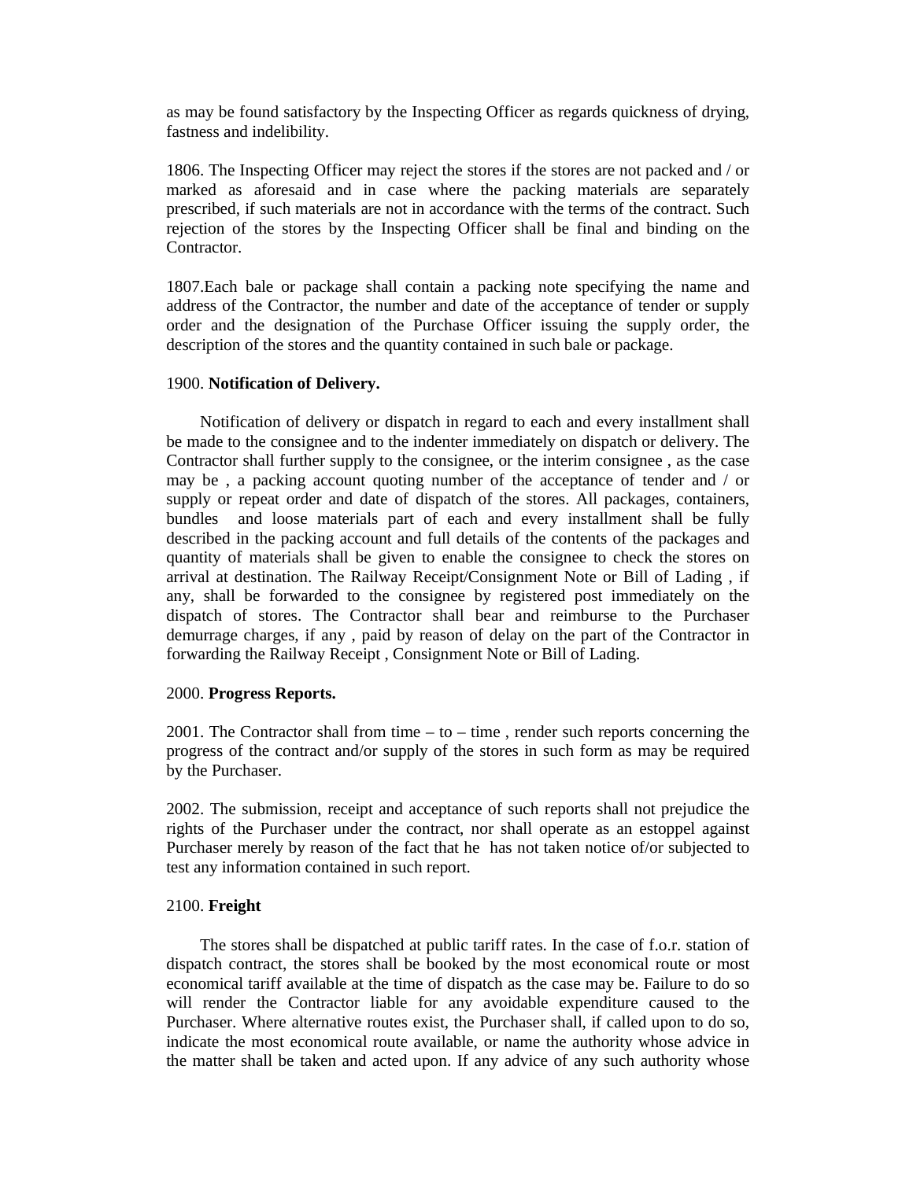as may be found satisfactory by the Inspecting Officer as regards quickness of drying, fastness and indelibility.

1806. The Inspecting Officer may reject the stores if the stores are not packed and / or marked as aforesaid and in case where the packing materials are separately prescribed, if such materials are not in accordance with the terms of the contract. Such rejection of the stores by the Inspecting Officer shall be final and binding on the Contractor.

1807.Each bale or package shall contain a packing note specifying the name and address of the Contractor, the number and date of the acceptance of tender or supply order and the designation of the Purchase Officer issuing the supply order, the description of the stores and the quantity contained in such bale or package.

1900. **Notification of Delivery.**

Notification of delivery or dispatch in regard to each and every installment shall be made to the consignee and to the indenter immediately on dispatch or delivery. The Contractor shall further supply to the consignee, or the interim consignee , as the case may be , a packing account quoting number of the acceptance of tender and / or supply or repeat order and date of dispatch of the stores. All packages, containers, bundles and loose materials part of each and every installment shall be fully described in the packing account and full details of the contents of the packages and quantity of materials shall be given to enable the consignee to check the stores on arrival at destination. The Railway Receipt/Consignment Note or Bill of Lading , if any, shall be forwarded to the consignee by registered post immediately on the dispatch of stores. The Contractor shall bear and reimburse to the Purchaser demurrage charges, if any , paid by reason of delay on the part of the Contractor in forwarding the Railway Receipt , Consignment Note or Bill of Lading.

2000. **Progress Reports.**

2001. The Contractor shall from time – to – time , render such reports concerning the progress of the contract and/or supply of the stores in such form as may be required by the Purchaser.

2002. The submission, receipt and acceptance of such reports shall not prejudice the rights of the Purchaser under the contract, nor shall operate as an estoppel against Purchaser merely by reason of the fact that he has not taken notice of/or subjected to test any information contained in such report.

2100. **Freight**

The stores shall be dispatched at public tariff rates. In the case of f.o.r. station of dispatch contract, the stores shall be booked by the most economical route or most economical tariff available at the time of dispatch as the case may be. Failure to do so will render the Contractor liable for any avoidable expenditure caused to the Purchaser. Where alternative routes exist, the Purchaser shall, if called upon to do so, indicate the most economical route available, or name the authority whose advice in the matter shall be taken and acted upon. If any advice of any such authority whose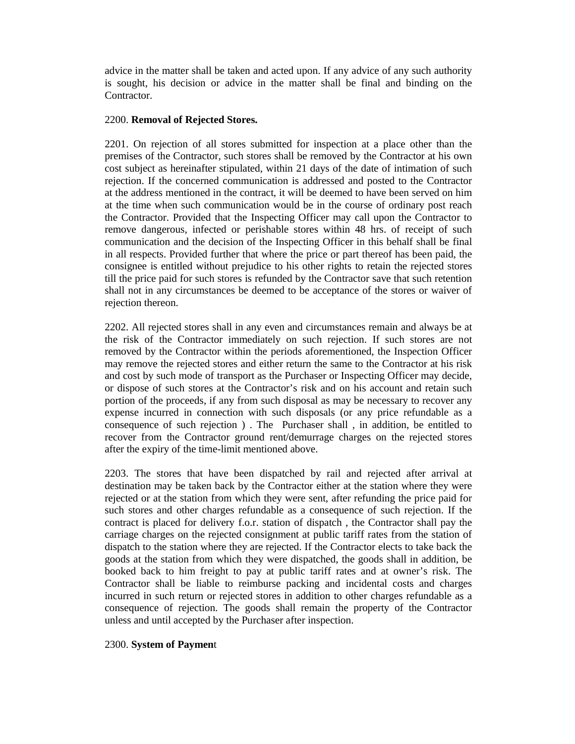advice in the matter shall be taken and acted upon. If any advice of any such authority is sought, his decision or advice in the matter shall be final and binding on the Contractor.

2200. **Removal of Rejected Stores.**

2201. On rejection of all stores submitted for inspection at a place other than the premises of the Contractor, such stores shall be removed by the Contractor at his own cost subject as hereinafter stipulated, within 21 days of the date of intimation of such rejection. If the concerned communication is addressed and posted to the Contractor at the address mentioned in the contract, it will be deemed to have been served on him at the time when such communication would be in the course of ordinary post reach the Contractor. Provided that the Inspecting Officer may call upon the Contractor to remove dangerous, infected or perishable stores within 48 hrs. of receipt of such communication and the decision of the Inspecting Officer in this behalf shall be final in all respects. Provided further that where the price or part thereof has been paid, the consignee is entitled without prejudice to his other rights to retain the rejected stores till the price paid for such stores is refunded by the Contractor save that such retention shall not in any circumstances be deemed to be acceptance of the stores or waiver of rejection thereon.

2202. All rejected stores shall in any even and circumstances remain and always be at the risk of the Contractor immediately on such rejection. If such stores are not removed by the Contractor within the periods aforementioned, the Inspection Officer may remove the rejected stores and either return the same to the Contractor at his risk and cost by such mode of transport as the Purchaser or Inspecting Officer may decide, or dispose of such stores at the Contractor's risk and on his account and retain such portion of the proceeds, if any from such disposal as may be necessary to recover any expense incurred in connection with such disposals (or any price refundable as a consequence of such rejection ) . The Purchaser shall , in addition, be entitled to recover from the Contractor ground rent/demurrage charges on the rejected stores after the expiry of the time-limit mentioned above.

2203. The stores that have been dispatched by rail and rejected after arrival at destination may be taken back by the Contractor either at the station where they were rejected or at the station from which they were sent, after refunding the price paid for such stores and other charges refundable as a consequence of such rejection. If the contract is placed for delivery f.o.r. station of dispatch , the Contractor shall pay the carriage charges on the rejected consignment at public tariff rates from the station of dispatch to the station where they are rejected. If the Contractor elects to take back the goods at the station from which they were dispatched, the goods shall in addition, be booked back to him freight to pay at public tariff rates and at owner's risk. The Contractor shall be liable to reimburse packing and incidental costs and charges incurred in such return or rejected stores in addition to other charges refundable as a consequence of rejection. The goods shall remain the property of the Contractor unless and until accepted by the Purchaser after inspection.

2300. **System of Payment**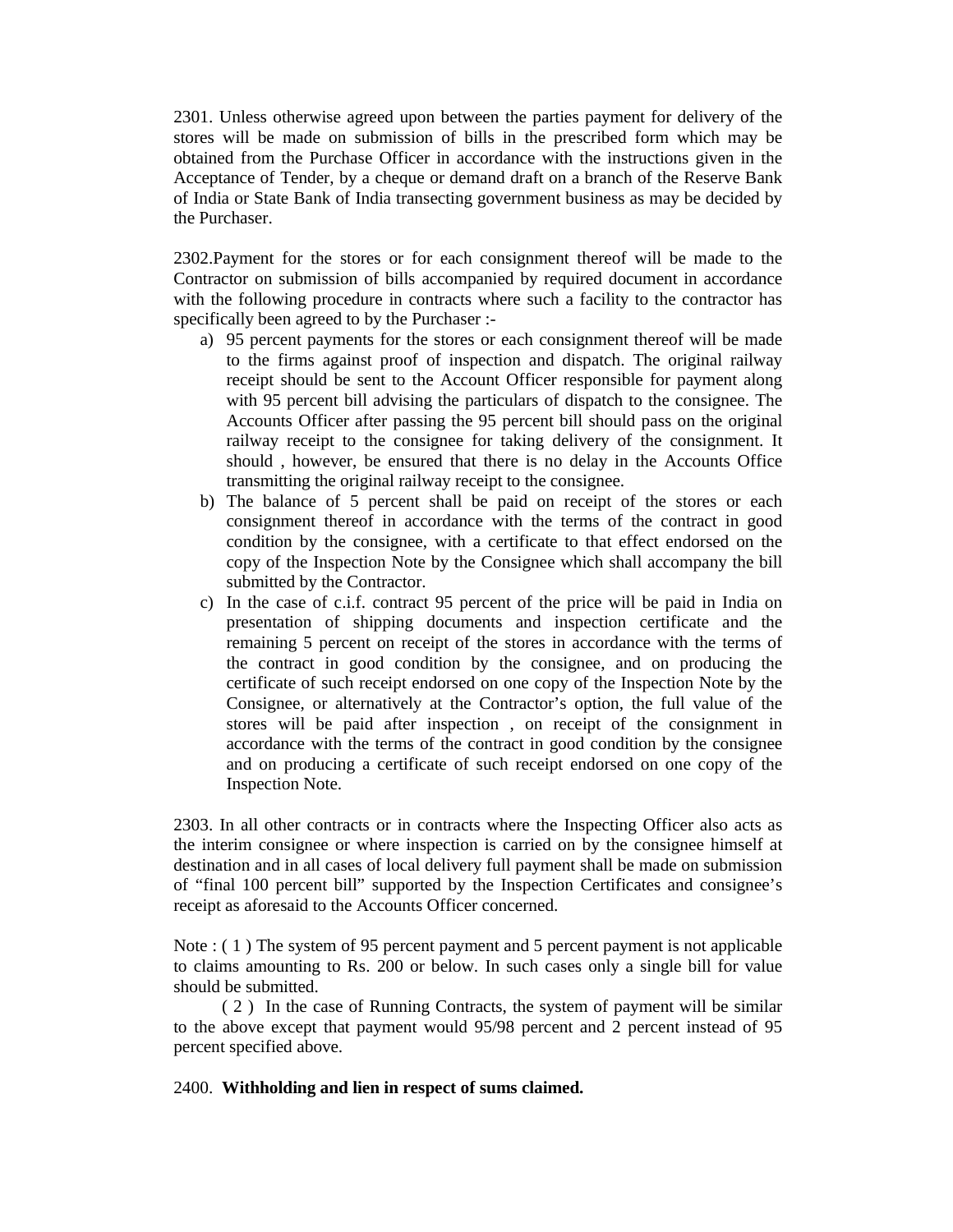2301. Unless otherwise agreed upon between the parties payment for delivery of the stores will be made on submission of bills in the prescribed form which may be obtained from the Purchase Officer in accordance with the instructions given in the Acceptance of Tender, by a cheque or demand draft on a branch of the Reserve Bank of India or State Bank of India transecting government business as may be decided by the Purchaser.

2302.Payment for the stores or for each consignment thereof will be made to the Contractor on submission of bills accompanied by required document in accordance with the following procedure in contracts where such a facility to the contractor has specifically been agreed to by the Purchaser :-

a) 95 percent payments for the stores or each consignment thereof will be made to the firms against proof of inspection and dispatch. The original railway receipt should be sent to the Account Officer responsible for payment along with 95 percent bill advising the particulars of dispatch to the consignee. The Accounts Officer after passing the 95 percent bill should pass on the original railway receipt to the consignee for taking delivery of the consignment. It should , however, be ensured that there is no delay in the Accounts Office transmitting the original railway receipt to the consignee.
b) The balance of 5 percent shall be paid on receipt of the stores or each consignment thereof in accordance with the terms of the contract in good condition by the consignee, with a certificate to that effect endorsed on the copy of the Inspection Note by the Consignee which shall accompany the bill submitted by the Contractor.
c) In the case of c.i.f. contract 95 percent of the price will be paid in India on presentation of shipping documents and inspection certificate and the remaining 5 percent on receipt of the stores in accordance with the terms of the contract in good condition by the consignee, and on producing the certificate of such receipt endorsed on one copy of the Inspection Note by the Consignee, or alternatively at the Contractor's option, the full value of the stores will be paid after inspection , on receipt of the consignment in accordance with the terms of the contract in good condition by the consignee and on producing a certificate of such receipt endorsed on one copy of the Inspection Note.

2303. In all other contracts or in contracts where the Inspecting Officer also acts as the interim consignee or where inspection is carried on by the consignee himself at destination and in all cases of local delivery full payment shall be made on submission of "final 100 percent bill" supported by the Inspection Certificates and consignee's receipt as aforesaid to the Accounts Officer concerned.

Note : ( 1 ) The system of 95 percent payment and 5 percent payment is not applicable to claims amounting to Rs. 200 or below. In such cases only a single bill for value should be submitted.

( 2 ) In the case of Running Contracts, the system of payment will be similar to the above except that payment would 95/98 percent and 2 percent instead of 95 percent specified above.

2400. **Withholding and lien in respect of sums claimed.**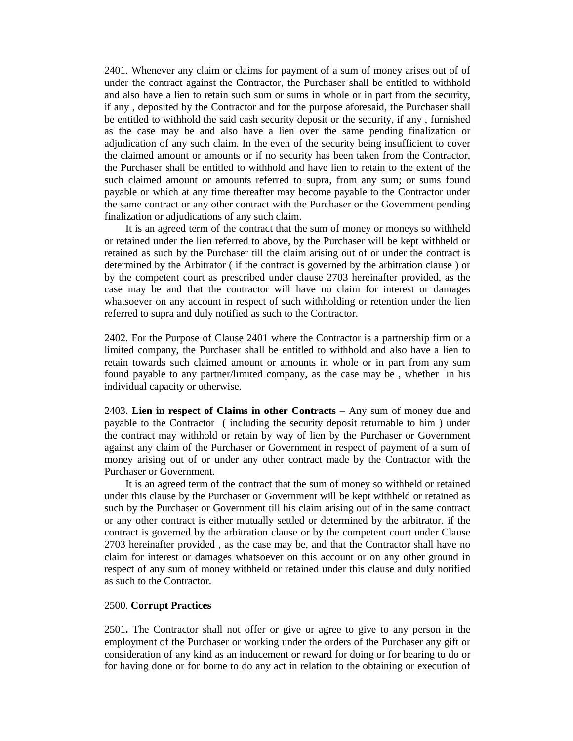2401. Whenever any claim or claims for payment of a sum of money arises out of of under the contract against the Contractor, the Purchaser shall be entitled to withhold and also have a lien to retain such sum or sums in whole or in part from the security, if any , deposited by the Contractor and for the purpose aforesaid, the Purchaser shall be entitled to withhold the said cash security deposit or the security, if any , furnished as the case may be and also have a lien over the same pending finalization or adjudication of any such claim. In the even of the security being insufficient to cover the claimed amount or amounts or if no security has been taken from the Contractor, the Purchaser shall be entitled to withhold and have lien to retain to the extent of the such claimed amount or amounts referred to supra, from any sum; or sums found payable or which at any time thereafter may become payable to the Contractor under the same contract or any other contract with the Purchaser or the Government pending finalization or adjudications of any such claim.

It is an agreed term of the contract that the sum of money or moneys so withheld or retained under the lien referred to above, by the Purchaser will be kept withheld or retained as such by the Purchaser till the claim arising out of or under the contract is determined by the Arbitrator ( if the contract is governed by the arbitration clause ) or by the competent court as prescribed under clause 2703 hereinafter provided, as the case may be and that the contractor will have no claim for interest or damages whatsoever on any account in respect of such withholding or retention under the lien referred to supra and duly notified as such to the Contractor.

2402. For the Purpose of Clause 2401 where the Contractor is a partnership firm or a limited company, the Purchaser shall be entitled to withhold and also have a lien to retain towards such claimed amount or amounts in whole or in part from any sum found payable to any partner/limited company, as the case may be , whether in his individual capacity or otherwise.

2403. **Lien in respect of Claims in other Contracts –** Any sum of money due and payable to the Contractor ( including the security deposit returnable to him ) under the contract may withhold or retain by way of lien by the Purchaser or Government against any claim of the Purchaser or Government in respect of payment of a sum of money arising out of or under any other contract made by the Contractor with the Purchaser or Government.

It is an agreed term of the contract that the sum of money so withheld or retained under this clause by the Purchaser or Government will be kept withheld or retained as such by the Purchaser or Government till his claim arising out of in the same contract or any other contract is either mutually settled or determined by the arbitrator. if the contract is governed by the arbitration clause or by the competent court under Clause 2703 hereinafter provided , as the case may be, and that the Contractor shall have no claim for interest or damages whatsoever on this account or on any other ground in respect of any sum of money withheld or retained under this clause and duly notified as such to the Contractor.

2500. **Corrupt Practices**

2501**.** The Contractor shall not offer or give or agree to give to any person in the employment of the Purchaser or working under the orders of the Purchaser any gift or consideration of any kind as an inducement or reward for doing or for bearing to do or for having done or for borne to do any act in relation to the obtaining or execution of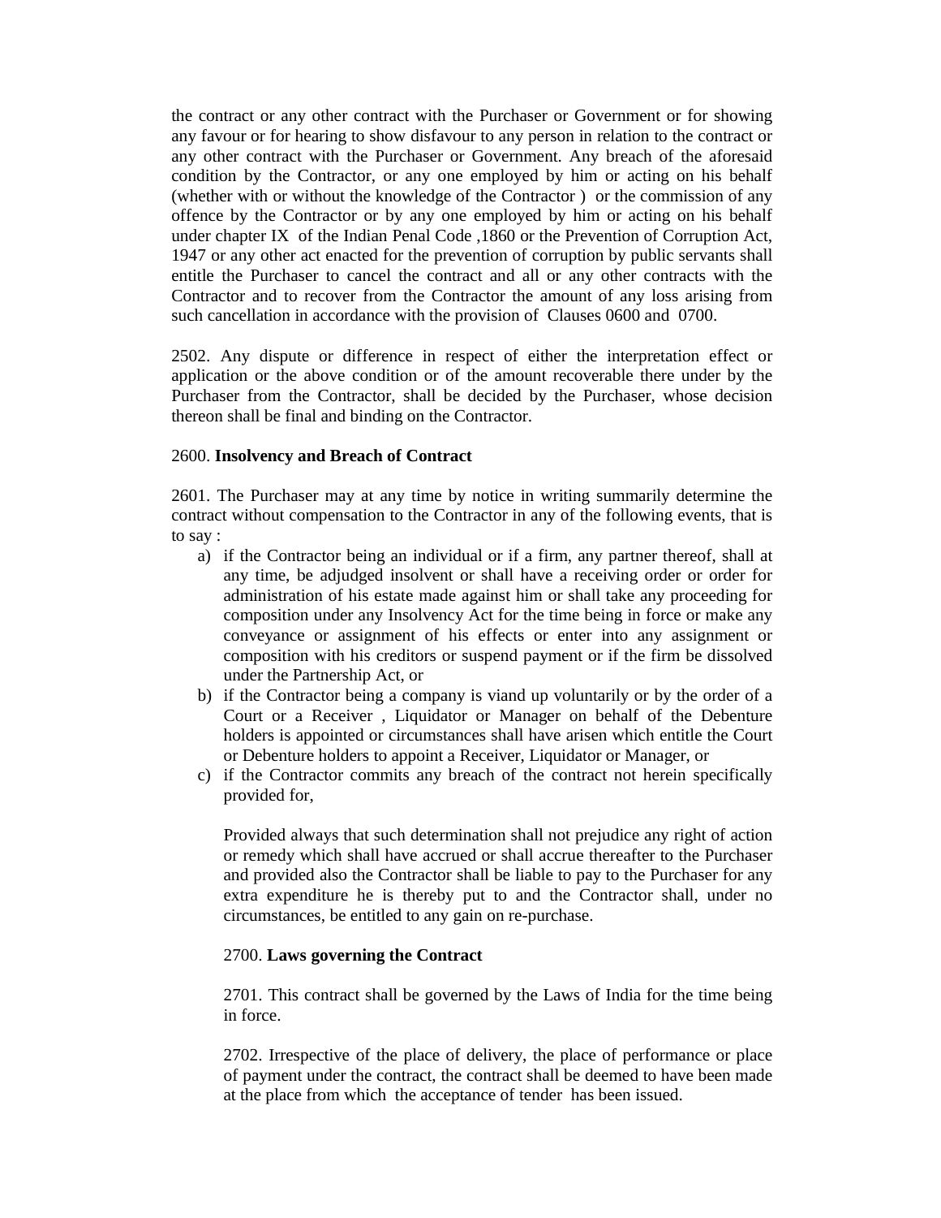the contract or any other contract with the Purchaser or Government or for showing any favour or for hearing to show disfavour to any person in relation to the contract or any other contract with the Purchaser or Government. Any breach of the aforesaid condition by the Contractor, or any one employed by him or acting on his behalf (whether with or without the knowledge of the Contractor ) or the commission of any offence by the Contractor or by any one employed by him or acting on his behalf under chapter IX of the Indian Penal Code ,1860 or the Prevention of Corruption Act, 1947 or any other act enacted for the prevention of corruption by public servants shall entitle the Purchaser to cancel the contract and all or any other contracts with the Contractor and to recover from the Contractor the amount of any loss arising from such cancellation in accordance with the provision of Clauses 0600 and 0700.

2502. Any dispute or difference in respect of either the interpretation effect or application or the above condition or of the amount recoverable there under by the Purchaser from the Contractor, shall be decided by the Purchaser, whose decision thereon shall be final and binding on the Contractor.

2600. **Insolvency and Breach of Contract**

2601. The Purchaser may at any time by notice in writing summarily determine the contract without compensation to the Contractor in any of the following events, that is to say :

a) if the Contractor being an individual or if a firm, any partner thereof, shall at any time, be adjudged insolvent or shall have a receiving order or order for administration of his estate made against him or shall take any proceeding for composition under any Insolvency Act for the time being in force or make any conveyance or assignment of his effects or enter into any assignment or composition with his creditors or suspend payment or if the firm be dissolved under the Partnership Act, or
b) if the Contractor being a company is viand up voluntarily or by the order of a Court or a Receiver , Liquidator or Manager on behalf of the Debenture holders is appointed or circumstances shall have arisen which entitle the Court or Debenture holders to appoint a Receiver, Liquidator or Manager, or
c) if the Contractor commits any breach of the contract not herein specifically provided for,

Provided always that such determination shall not prejudice any right of action or remedy which shall have accrued or shall accrue thereafter to the Purchaser and provided also the Contractor shall be liable to pay to the Purchaser for any extra expenditure he is thereby put to and the Contractor shall, under no circumstances, be entitled to any gain on re-purchase.

2700. **Laws governing the Contract**

2701. This contract shall be governed by the Laws of India for the time being in force.

2702. Irrespective of the place of delivery, the place of performance or place of payment under the contract, the contract shall be deemed to have been made at the place from which the acceptance of tender has been issued.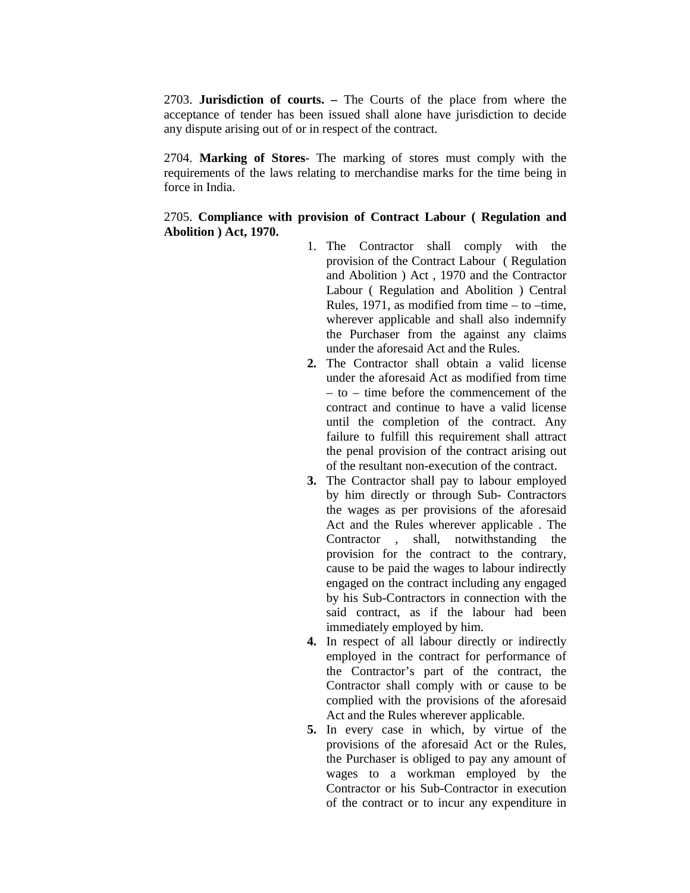2703. **Jurisdiction of courts. –** The Courts of the place from where the acceptance of tender has been issued shall alone have jurisdiction to decide any dispute arising out of or in respect of the contract.

2704. **Marking of Stores**- The marking of stores must comply with the requirements of the laws relating to merchandise marks for the time being in force in India.

2705. **Compliance with provision of Contract Labour ( Regulation and Abolition ) Act, 1970.**

1. The Contractor shall comply with the provision of the Contract Labour ( Regulation and Abolition ) Act , 1970 and the Contractor Labour ( Regulation and Abolition ) Central Rules, 1971, as modified from time – to –time, wherever applicable and shall also indemnify the Purchaser from the against any claims under the aforesaid Act and the Rules.
2. The Contractor shall obtain a valid license under the aforesaid Act as modified from time – to – time before the commencement of the contract and continue to have a valid license until the completion of the contract. Any failure to fulfill this requirement shall attract the penal provision of the contract arising out of the resultant non-execution of the contract.
3. The Contractor shall pay to labour employed by him directly or through Sub- Contractors the wages as per provisions of the aforesaid Act and the Rules wherever applicable . The Contractor , shall, notwithstanding the provision for the contract to the contrary, cause to be paid the wages to labour indirectly engaged on the contract including any engaged by his Sub-Contractors in connection with the said contract, as if the labour had been immediately employed by him.
4. In respect of all labour directly or indirectly employed in the contract for performance of the Contractor's part of the contract, the Contractor shall comply with or cause to be complied with the provisions of the aforesaid Act and the Rules wherever applicable.
5. In every case in which, by virtue of the provisions of the aforesaid Act or the Rules, the Purchaser is obliged to pay any amount of wages to a workman employed by the Contractor or his Sub-Contractor in execution of the contract or to incur any expenditure in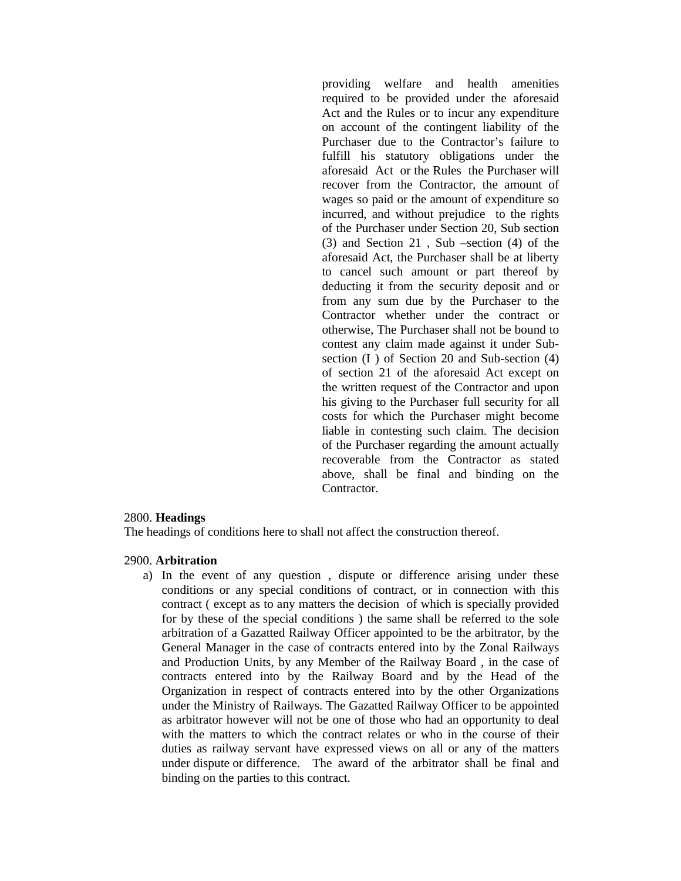providing welfare and health amenities required to be provided under the aforesaid Act and the Rules or to incur any expenditure on account of the contingent liability of the Purchaser due to the Contractor's failure to fulfill his statutory obligations under the aforesaid Act or the Rules the Purchaser will recover from the Contractor, the amount of wages so paid or the amount of expenditure so incurred, and without prejudice to the rights of the Purchaser under Section 20, Sub section (3) and Section 21 , Sub –section (4) of the aforesaid Act, the Purchaser shall be at liberty to cancel such amount or part thereof by deducting it from the security deposit and or from any sum due by the Purchaser to the Contractor whether under the contract or otherwise, The Purchaser shall not be bound to contest any claim made against it under Sub-section (I ) of Section 20 and Sub-section (4) of section 21 of the aforesaid Act except on the written request of the Contractor and upon his giving to the Purchaser full security for all costs for which the Purchaser might become liable in contesting such claim. The decision of the Purchaser regarding the amount actually recoverable from the Contractor as stated above, shall be final and binding on the Contractor.

2800. **Headings**

The headings of conditions here to shall not affect the construction thereof.

2900. **Arbitration**

a) In the event of any question , dispute or difference arising under these conditions or any special conditions of contract, or in connection with this contract ( except as to any matters the decision of which is specially provided for by these of the special conditions ) the same shall be referred to the sole arbitration of a Gazatted Railway Officer appointed to be the arbitrator, by the General Manager in the case of contracts entered into by the Zonal Railways and Production Units, by any Member of the Railway Board , in the case of contracts entered into by the Railway Board and by the Head of the Organization in respect of contracts entered into by the other Organizations under the Ministry of Railways. The Gazatted Railway Officer to be appointed as arbitrator however will not be one of those who had an opportunity to deal with the matters to which the contract relates or who in the course of their duties as railway servant have expressed views on all or any of the matters under dispute or difference. The award of the arbitrator shall be final and binding on the parties to this contract.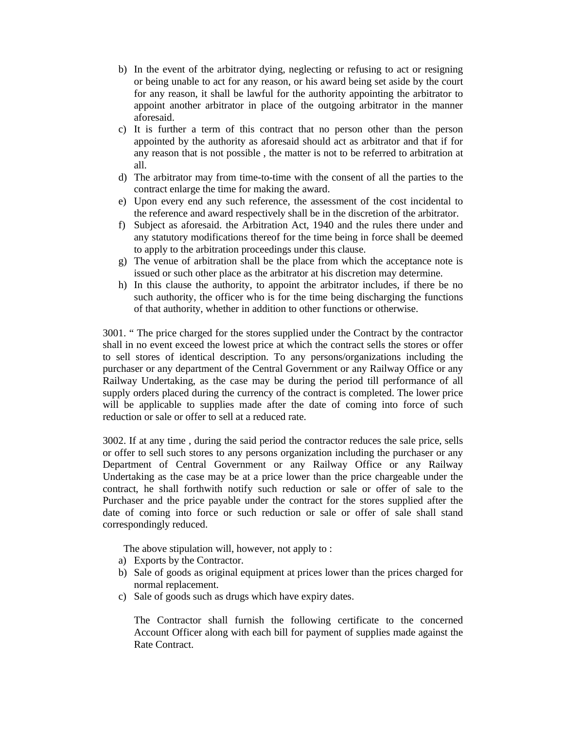b) In the event of the arbitrator dying, neglecting or refusing to act or resigning or being unable to act for any reason, or his award being set aside by the court for any reason, it shall be lawful for the authority appointing the arbitrator to appoint another arbitrator in place of the outgoing arbitrator in the manner aforesaid.
c) It is further a term of this contract that no person other than the person appointed by the authority as aforesaid should act as arbitrator and that if for any reason that is not possible , the matter is not to be referred to arbitration at all.
d) The arbitrator may from time-to-time with the consent of all the parties to the contract enlarge the time for making the award.
e) Upon every end any such reference, the assessment of the cost incidental to the reference and award respectively shall be in the discretion of the arbitrator.
f) Subject as aforesaid. the Arbitration Act, 1940 and the rules there under and any statutory modifications thereof for the time being in force shall be deemed to apply to the arbitration proceedings under this clause.
g) The venue of arbitration shall be the place from which the acceptance note is issued or such other place as the arbitrator at his discretion may determine.
h) In this clause the authority, to appoint the arbitrator includes, if there be no such authority, the officer who is for the time being discharging the functions of that authority, whether in addition to other functions or otherwise.

3001. " The price charged for the stores supplied under the Contract by the contractor shall in no event exceed the lowest price at which the contract sells the stores or offer to sell stores of identical description. To any persons/organizations including the purchaser or any department of the Central Government or any Railway Office or any Railway Undertaking, as the case may be during the period till performance of all supply orders placed during the currency of the contract is completed. The lower price will be applicable to supplies made after the date of coming into force of such reduction or sale or offer to sell at a reduced rate.

3002. If at any time , during the said period the contractor reduces the sale price, sells or offer to sell such stores to any persons organization including the purchaser or any Department of Central Government or any Railway Office or any Railway Undertaking as the case may be at a price lower than the price chargeable under the contract, he shall forthwith notify such reduction or sale or offer of sale to the Purchaser and the price payable under the contract for the stores supplied after the date of coming into force or such reduction or sale or offer of sale shall stand correspondingly reduced.

The above stipulation will, however, not apply to :

a) Exports by the Contractor.
b) Sale of goods as original equipment at prices lower than the prices charged for normal replacement.
c) Sale of goods such as drugs which have expiry dates.

The Contractor shall furnish the following certificate to the concerned Account Officer along with each bill for payment of supplies made against the Rate Contract.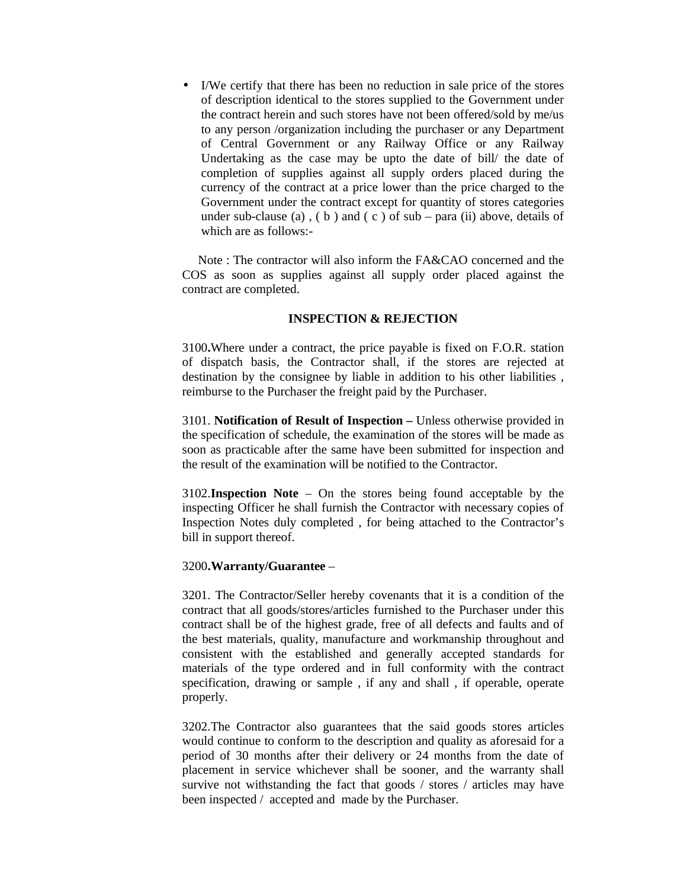- I/We certify that there has been no reduction in sale price of the stores of description identical to the stores supplied to the Government under the contract herein and such stores have not been offered/sold by me/us to any person /organization including the purchaser or any Department of Central Government or any Railway Office or any Railway Undertaking as the case may be upto the date of bill/ the date of completion of supplies against all supply orders placed during the currency of the contract at a price lower than the price charged to the Government under the contract except for quantity of stores categories under sub-clause (a) , ( b ) and ( c ) of sub – para (ii) above, details of which are as follows:-

Note : The contractor will also inform the FA&CAO concerned and the COS as soon as supplies against all supply order placed against the contract are completed.

### INSPECTION & REJECTION

3100**.**Where under a contract, the price payable is fixed on F.O.R. station of dispatch basis, the Contractor shall, if the stores are rejected at destination by the consignee by liable in addition to his other liabilities , reimburse to the Purchaser the freight paid by the Purchaser.

3101. **Notification of Result of Inspection –** Unless otherwise provided in the specification of schedule, the examination of the stores will be made as soon as practicable after the same have been submitted for inspection and the result of the examination will be notified to the Contractor.

3102.**Inspection Note** – On the stores being found acceptable by the inspecting Officer he shall furnish the Contractor with necessary copies of Inspection Notes duly completed , for being attached to the Contractor's bill in support thereof.

3200**.Warranty/Guarantee** –

3201. The Contractor/Seller hereby covenants that it is a condition of the contract that all goods/stores/articles furnished to the Purchaser under this contract shall be of the highest grade, free of all defects and faults and of the best materials, quality, manufacture and workmanship throughout and consistent with the established and generally accepted standards for materials of the type ordered and in full conformity with the contract specification, drawing or sample , if any and shall , if operable, operate properly.

3202.The Contractor also guarantees that the said goods stores articles would continue to conform to the description and quality as aforesaid for a period of 30 months after their delivery or 24 months from the date of placement in service whichever shall be sooner, and the warranty shall survive not withstanding the fact that goods / stores / articles may have been inspected / accepted and made by the Purchaser.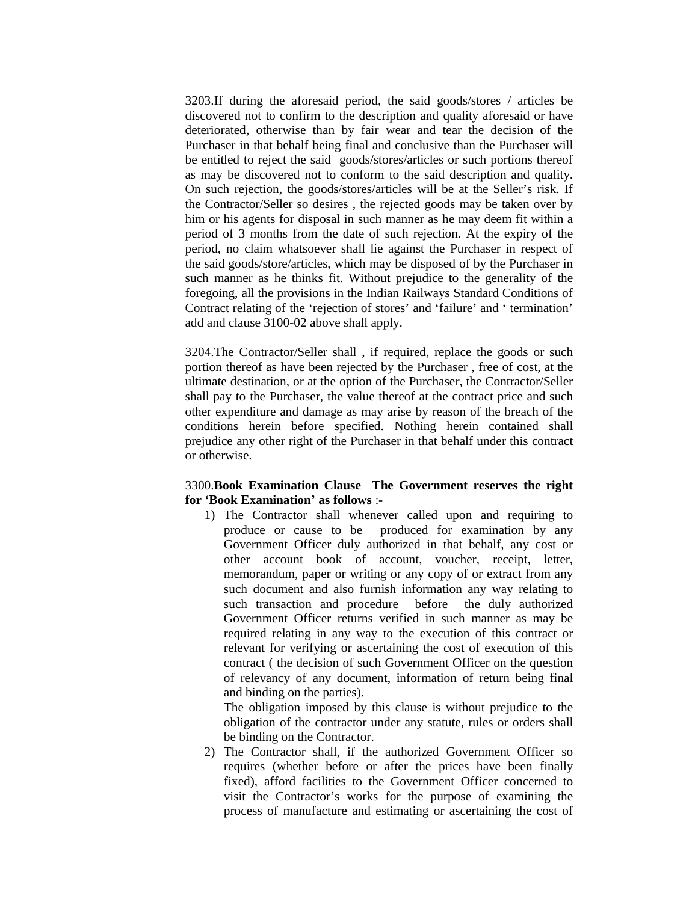3203.If during the aforesaid period, the said goods/stores / articles be discovered not to confirm to the description and quality aforesaid or have deteriorated, otherwise than by fair wear and tear the decision of the Purchaser in that behalf being final and conclusive than the Purchaser will be entitled to reject the said goods/stores/articles or such portions thereof as may be discovered not to conform to the said description and quality. On such rejection, the goods/stores/articles will be at the Seller's risk. If the Contractor/Seller so desires , the rejected goods may be taken over by him or his agents for disposal in such manner as he may deem fit within a period of 3 months from the date of such rejection. At the expiry of the period, no claim whatsoever shall lie against the Purchaser in respect of the said goods/store/articles, which may be disposed of by the Purchaser in such manner as he thinks fit. Without prejudice to the generality of the foregoing, all the provisions in the Indian Railways Standard Conditions of Contract relating of the 'rejection of stores' and 'failure' and ' termination' add and clause 3100-02 above shall apply.

3204.The Contractor/Seller shall , if required, replace the goods or such portion thereof as have been rejected by the Purchaser , free of cost, at the ultimate destination, or at the option of the Purchaser, the Contractor/Seller shall pay to the Purchaser, the value thereof at the contract price and such other expenditure and damage as may arise by reason of the breach of the conditions herein before specified. Nothing herein contained shall prejudice any other right of the Purchaser in that behalf under this contract or otherwise.

3300.**Book Examination Clause The Government reserves the right for 'Book Examination' as follows** :-

1) The Contractor shall whenever called upon and requiring to produce or cause to be produced for examination by any Government Officer duly authorized in that behalf, any cost or other account book of account, voucher, receipt, letter, memorandum, paper or writing or any copy of or extract from any such document and also furnish information any way relating to such transaction and procedure before the duly authorized Government Officer returns verified in such manner as may be required relating in any way to the execution of this contract or relevant for verifying or ascertaining the cost of execution of this contract ( the decision of such Government Officer on the question of relevancy of any document, information of return being final and binding on the parties).

   The obligation imposed by this clause is without prejudice to the obligation of the contractor under any statute, rules or orders shall be binding on the Contractor.

2) The Contractor shall, if the authorized Government Officer so requires (whether before or after the prices have been finally fixed), afford facilities to the Government Officer concerned to visit the Contractor's works for the purpose of examining the process of manufacture and estimating or ascertaining the cost of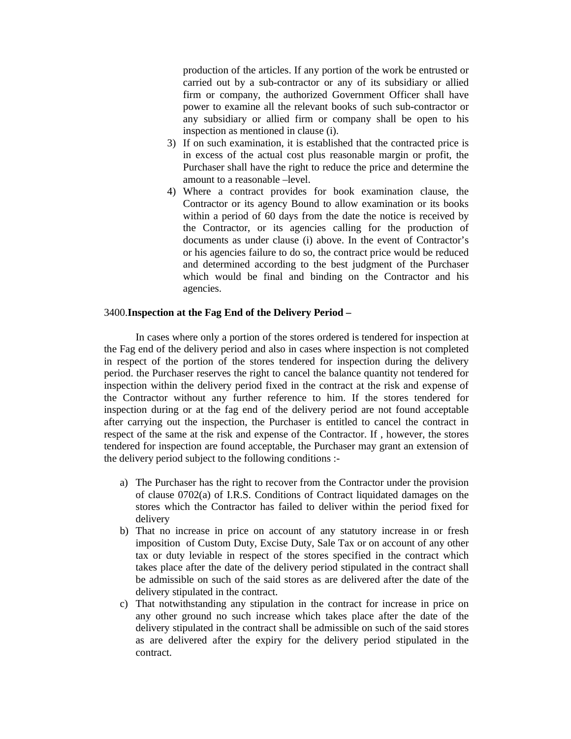production of the articles. If any portion of the work be entrusted or carried out by a sub-contractor or any of its subsidiary or allied firm or company, the authorized Government Officer shall have power to examine all the relevant books of such sub-contractor or any subsidiary or allied firm or company shall be open to his inspection as mentioned in clause (i).

3) If on such examination, it is established that the contracted price is in excess of the actual cost plus reasonable margin or profit, the Purchaser shall have the right to reduce the price and determine the amount to a reasonable –level.
4) Where a contract provides for book examination clause, the Contractor or its agency Bound to allow examination or its books within a period of 60 days from the date the notice is received by the Contractor, or its agencies calling for the production of documents as under clause (i) above. In the event of Contractor's or his agencies failure to do so, the contract price would be reduced and determined according to the best judgment of the Purchaser which would be final and binding on the Contractor and his agencies.

3400.**Inspection at the Fag End of the Delivery Period –**

In cases where only a portion of the stores ordered is tendered for inspection at the Fag end of the delivery period and also in cases where inspection is not completed in respect of the portion of the stores tendered for inspection during the delivery period. the Purchaser reserves the right to cancel the balance quantity not tendered for inspection within the delivery period fixed in the contract at the risk and expense of the Contractor without any further reference to him. If the stores tendered for inspection during or at the fag end of the delivery period are not found acceptable after carrying out the inspection, the Purchaser is entitled to cancel the contract in respect of the same at the risk and expense of the Contractor. If , however, the stores tendered for inspection are found acceptable, the Purchaser may grant an extension of the delivery period subject to the following conditions :-

a) The Purchaser has the right to recover from the Contractor under the provision of clause 0702(a) of I.R.S. Conditions of Contract liquidated damages on the stores which the Contractor has failed to deliver within the period fixed for delivery
b) That no increase in price on account of any statutory increase in or fresh imposition of Custom Duty, Excise Duty, Sale Tax or on account of any other tax or duty leviable in respect of the stores specified in the contract which takes place after the date of the delivery period stipulated in the contract shall be admissible on such of the said stores as are delivered after the date of the delivery stipulated in the contract.
c) That notwithstanding any stipulation in the contract for increase in price on any other ground no such increase which takes place after the date of the delivery stipulated in the contract shall be admissible on such of the said stores as are delivered after the expiry for the delivery period stipulated in the contract.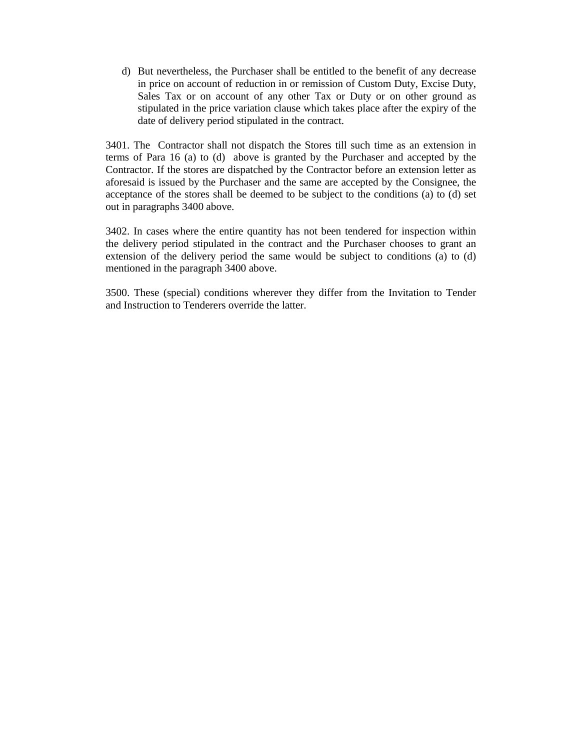d) But nevertheless, the Purchaser shall be entitled to the benefit of any decrease in price on account of reduction in or remission of Custom Duty, Excise Duty, Sales Tax or on account of any other Tax or Duty or on other ground as stipulated in the price variation clause which takes place after the expiry of the date of delivery period stipulated in the contract.

3401. The Contractor shall not dispatch the Stores till such time as an extension in terms of Para 16 (a) to (d) above is granted by the Purchaser and accepted by the Contractor. If the stores are dispatched by the Contractor before an extension letter as aforesaid is issued by the Purchaser and the same are accepted by the Consignee, the acceptance of the stores shall be deemed to be subject to the conditions (a) to (d) set out in paragraphs 3400 above.

3402. In cases where the entire quantity has not been tendered for inspection within the delivery period stipulated in the contract and the Purchaser chooses to grant an extension of the delivery period the same would be subject to conditions (a) to (d) mentioned in the paragraph 3400 above.

3500. These (special) conditions wherever they differ from the Invitation to Tender and Instruction to Tenderers override the latter.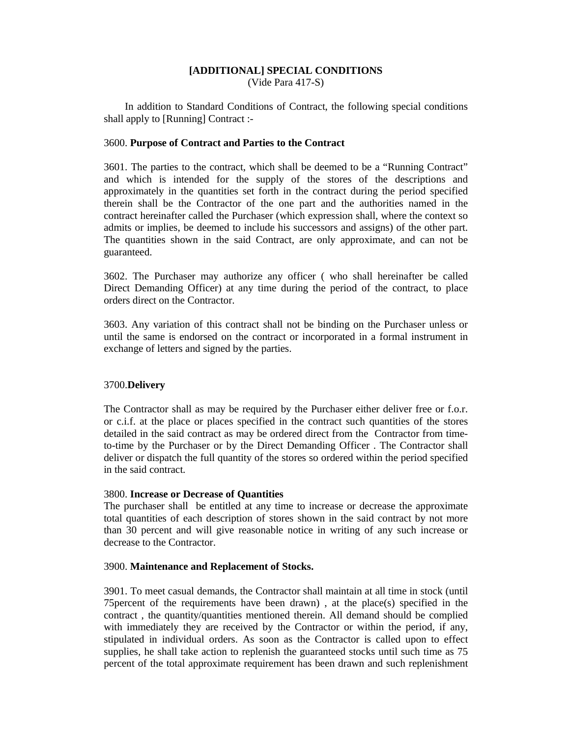**[ADDITIONAL] SPECIAL CONDITIONS**
(Vide Para 417-S)

In addition to Standard Conditions of Contract, the following special conditions shall apply to [Running] Contract :-

3600. **Purpose of Contract and Parties to the Contract**

3601. The parties to the contract, which shall be deemed to be a "Running Contract" and which is intended for the supply of the stores of the descriptions and approximately in the quantities set forth in the contract during the period specified therein shall be the Contractor of the one part and the authorities named in the contract hereinafter called the Purchaser (which expression shall, where the context so admits or implies, be deemed to include his successors and assigns) of the other part. The quantities shown in the said Contract, are only approximate, and can not be guaranteed.

3602. The Purchaser may authorize any officer ( who shall hereinafter be called Direct Demanding Officer) at any time during the period of the contract, to place orders direct on the Contractor.

3603. Any variation of this contract shall not be binding on the Purchaser unless or until the same is endorsed on the contract or incorporated in a formal instrument in exchange of letters and signed by the parties.

3700.**Delivery**

The Contractor shall as may be required by the Purchaser either deliver free or f.o.r. or c.i.f. at the place or places specified in the contract such quantities of the stores detailed in the said contract as may be ordered direct from the Contractor from time-to-time by the Purchaser or by the Direct Demanding Officer . The Contractor shall deliver or dispatch the full quantity of the stores so ordered within the period specified in the said contract.

3800. **Increase or Decrease of Quantities**
The purchaser shall be entitled at any time to increase or decrease the approximate total quantities of each description of stores shown in the said contract by not more than 30 percent and will give reasonable notice in writing of any such increase or decrease to the Contractor.

3900. **Maintenance and Replacement of Stocks.**

3901. To meet casual demands, the Contractor shall maintain at all time in stock (until 75percent of the requirements have been drawn) , at the place(s) specified in the contract , the quantity/quantities mentioned therein. All demand should be complied with immediately they are received by the Contractor or within the period, if any, stipulated in individual orders. As soon as the Contractor is called upon to effect supplies, he shall take action to replenish the guaranteed stocks until such time as 75 percent of the total approximate requirement has been drawn and such replenishment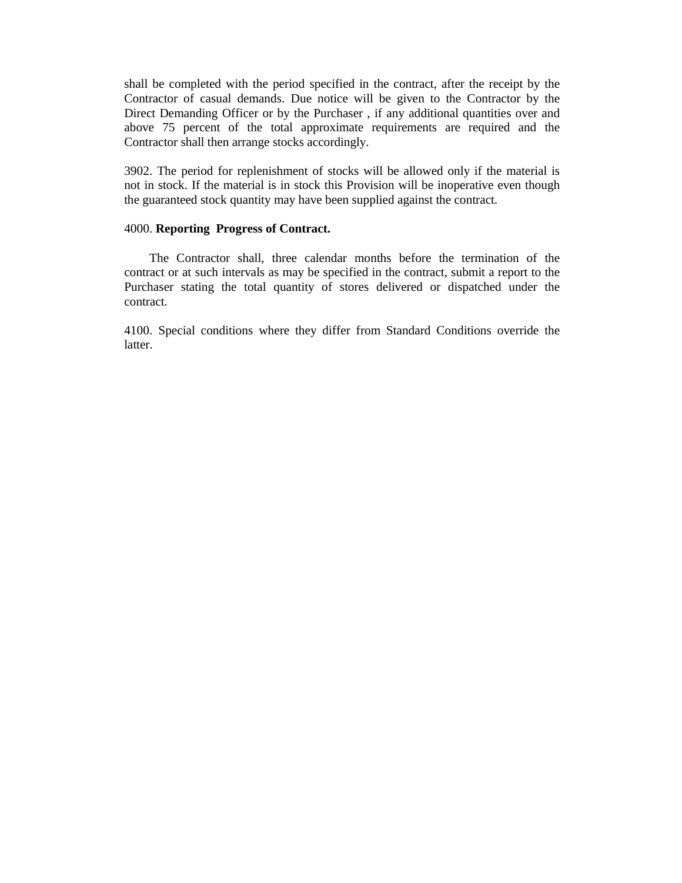shall be completed with the period specified in the contract, after the receipt by the Contractor of casual demands. Due notice will be given to the Contractor by the Direct Demanding Officer or by the Purchaser , if any additional quantities over and above 75 percent of the total approximate requirements are required and the Contractor shall then arrange stocks accordingly.

3902. The period for replenishment of stocks will be allowed only if the material is not in stock. If the material is in stock this Provision will be inoperative even though the guaranteed stock quantity may have been supplied against the contract.

4000. **Reporting Progress of Contract.**

The Contractor shall, three calendar months before the termination of the contract or at such intervals as may be specified in the contract, submit a report to the Purchaser stating the total quantity of stores delivered or dispatched under the contract.

4100. Special conditions where they differ from Standard Conditions override the latter.